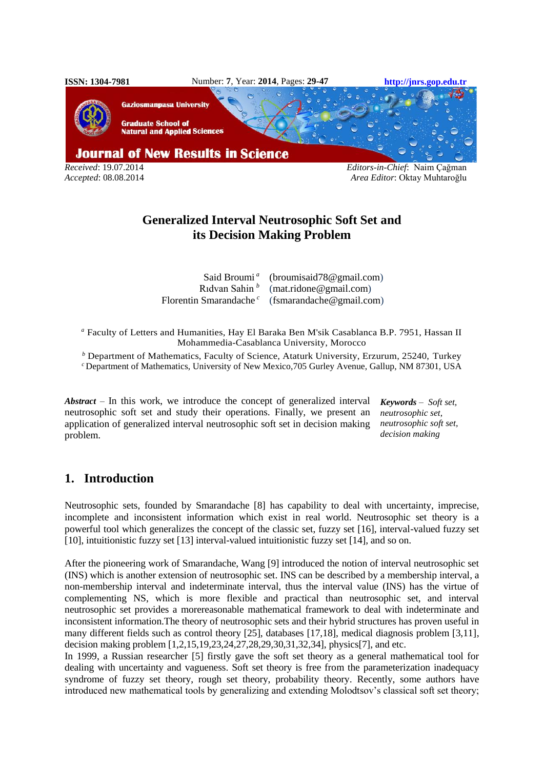Received: 19.07.2014
Accepted: 08.08.2014

Editors-in-Chief: Naim Çağman
Area Editor: Oktay Muhtaroğlu

# Generalized Interval Neutrosophic Soft Set and its Decision Making Problem

Said Broumi [a] (broumisaid78@gmail.com)
Rıdvan Sahin [b] (mat.ridone@gmail.com)
Florentin Smarandache [c] (fsmarandache@gmail.com)

[a] Faculty of Letters and Humanities, Hay El Baraka Ben M'sik Casablanca B.P. 7951, Hassan II Mohammedia-Casablanca University, Morocco

[b] Department of Mathematics, Faculty of Science, Ataturk University, Erzurum, 25240, Turkey

[c] Department of Mathematics, University of New Mexico,705 Gurley Avenue, Gallup, NM 87301, USA

***Abstract*** – In this work, we introduce the concept of generalized interval neutrosophic soft set and study their operations. Finally, we present an application of generalized interval neutrosophic soft set in decision making problem.

***Keywords*** – *Soft set, neutrosophic set, neutrosophic soft set, decision making*

## 1. Introduction

Neutrosophic sets, founded by Smarandache [8] has capability to deal with uncertainty, imprecise, incomplete and inconsistent information which exist in real world. Neutrosophic set theory is a powerful tool which generalizes the concept of the classic set, fuzzy set [16], interval-valued fuzzy set [10], intuitionistic fuzzy set [13] interval-valued intuitionistic fuzzy set [14], and so on.

After the pioneering work of Smarandache, Wang [9] introduced the notion of interval neutrosophic set (INS) which is another extension of neutrosophic set. INS can be described by a membership interval, a non-membership interval and indeterminate interval, thus the interval value (INS) has the virtue of complementing NS, which is more flexible and practical than neutrosophic set, and interval neutrosophic set provides a morereasonable mathematical framework to deal with indeterminate and inconsistent information.The theory of neutrosophic sets and their hybrid structures has proven useful in many different fields such as control theory [25], databases [17,18], medical diagnosis problem [3,11], decision making problem [1,2,15,19,23,24,27,28,29,30,31,32,34], physics[7], and etc.
In 1999, a Russian researcher [5] firstly gave the soft set theory as a general mathematical tool for dealing with uncertainty and vagueness. Soft set theory is free from the parameterization inadequacy syndrome of fuzzy set theory, rough set theory, probability theory. Recently, some authors have introduced new mathematical tools by generalizing and extending Molodtsov's classical soft set theory;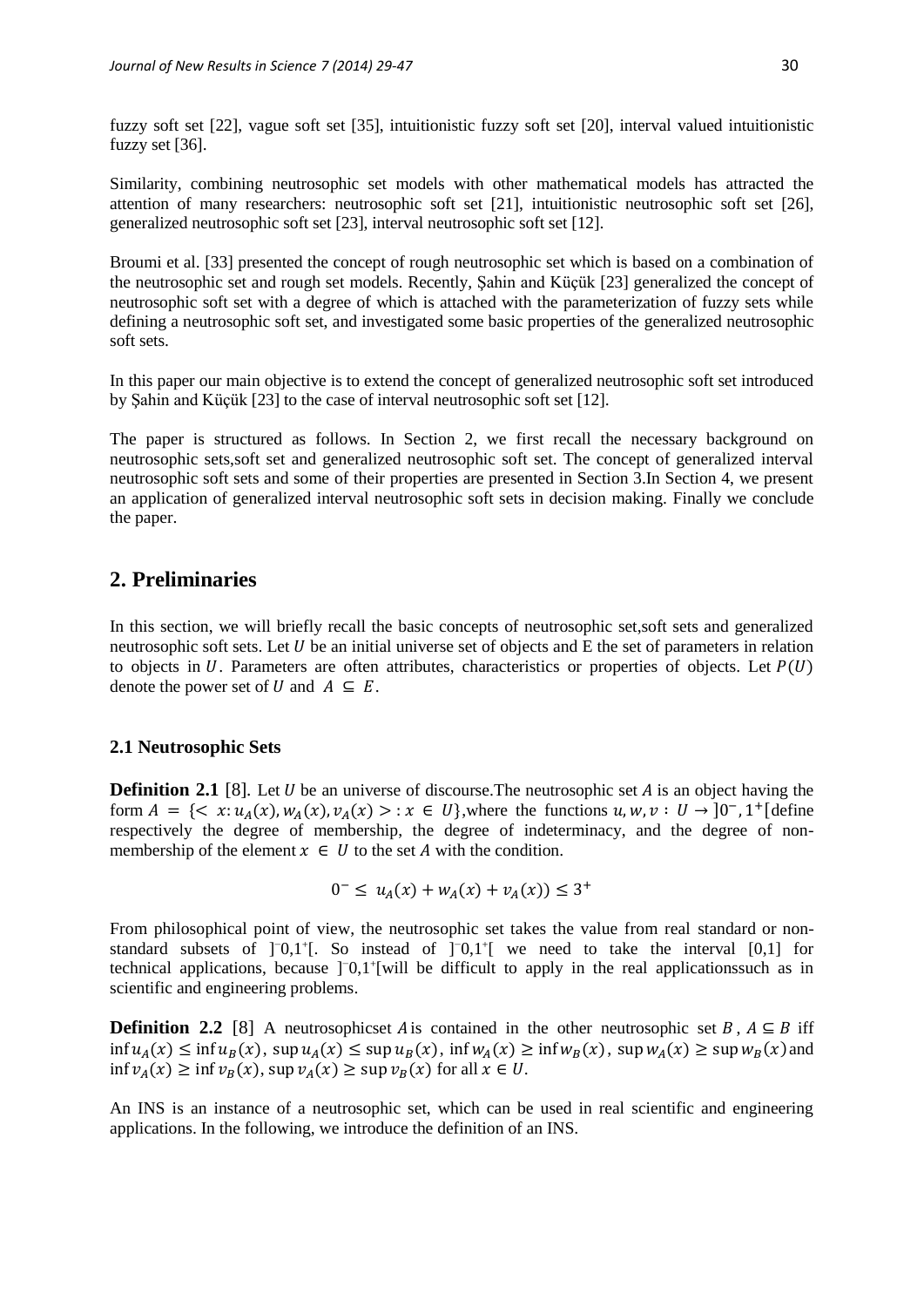fuzzy soft set [22], vague soft set [35], intuitionistic fuzzy soft set [20], interval valued intuitionistic fuzzy set [36].

Similarity, combining neutrosophic set models with other mathematical models has attracted the attention of many researchers: neutrosophic soft set [21], intuitionistic neutrosophic soft set [26], generalized neutrosophic soft set [23], interval neutrosophic soft set [12].

Broumi et al. [33] presented the concept of rough neutrosophic set which is based on a combination of the neutrosophic set and rough set models. Recently, Şahin and Küçük [23] generalized the concept of neutrosophic soft set with a degree of which is attached with the parameterization of fuzzy sets while defining a neutrosophic soft set, and investigated some basic properties of the generalized neutrosophic soft sets.

In this paper our main objective is to extend the concept of generalized neutrosophic soft set introduced by Şahin and Küçük [23] to the case of interval neutrosophic soft set [12].

The paper is structured as follows. In Section 2, we first recall the necessary background on neutrosophic sets,soft set and generalized neutrosophic soft set. The concept of generalized interval neutrosophic soft sets and some of their properties are presented in Section 3.In Section 4, we present an application of generalized interval neutrosophic soft sets in decision making. Finally we conclude the paper.

## 2. Preliminaries

In this section, we will briefly recall the basic concepts of neutrosophic set,soft sets and generalized neutrosophic soft sets. Let $U$ be an initial universe set of objects and E the set of parameters in relation to objects in $U$. Parameters are often attributes, characteristics or properties of objects. Let $P(U)$ denote the power set of $U$ and $A \subseteq E$.

### 2.1 Neutrosophic Sets

**Definition 2.1** [8]. Let $U$ be an universe of discourse.The neutrosophic set $A$ is an object having the form $A = \{< x: u_A(x), w_A(x), v_A(x) > : x \in U\}$,where the functions $u, w, v : U \to ]0^-, 1^+[$define respectively the degree of membership, the degree of indeterminacy, and the degree of non-membership of the element $x \in U$ to the set $A$ with the condition.

$$0^- \leq u_A(x) + w_A(x) + v_A(x)) \leq 3^+$$

From philosophical point of view, the neutrosophic set takes the value from real standard or non-standard subsets of $]^-0,1^+[$. So instead of $]^-0,1^+[$ we need to take the interval [0,1] for technical applications, because $]^-0,1^+[$will be difficult to apply in the real applicationssuch as in scientific and engineering problems.

**Definition 2.2** [8] A neutrosophicset $A$ is contained in the other neutrosophic set $B$, $A \subseteq B$ iff $\inf u_A(x) \leq \inf u_B(x)$, $\sup u_A(x) \leq \sup u_B(x)$, $\inf w_A(x) \geq \inf w_B(x)$, $\sup w_A(x) \geq \sup w_B(x)$ and $\inf v_A(x) \geq \inf v_B(x)$, $\sup v_A(x) \geq \sup v_B(x)$ for all $x \in U$.

An INS is an instance of a neutrosophic set, which can be used in real scientific and engineering applications. In the following, we introduce the definition of an INS.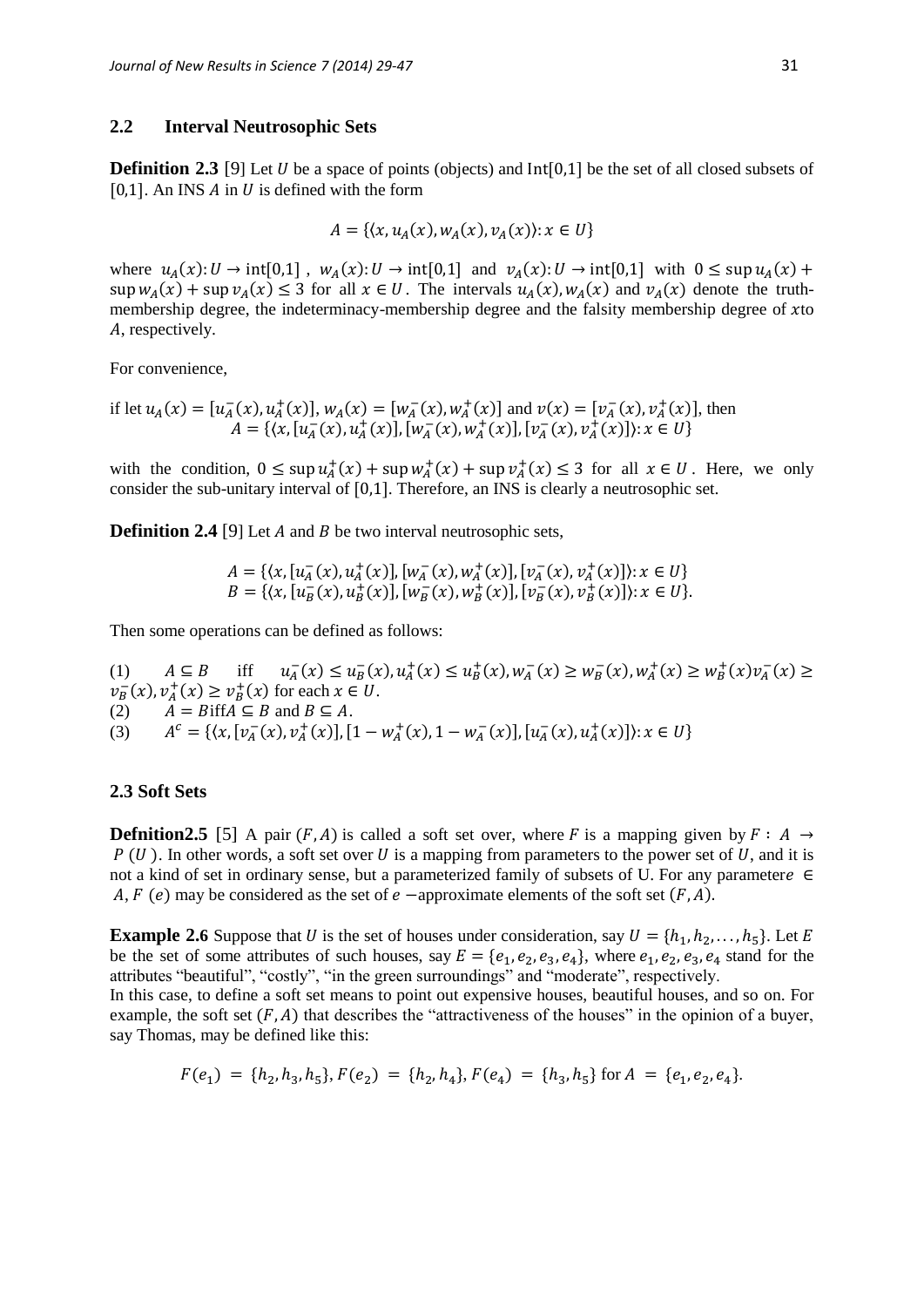## 2.2 Interval Neutrosophic Sets

**Definition 2.3** [9] Let $U$ be a space of points (objects) and $\text{Int}[0,1]$ be the set of all closed subsets of $[0,1]$. An INS $A$ in $U$ is defined with the form

$$A = \{\langle x, u_A(x), w_A(x), v_A(x)\rangle : x \in U\}$$

where $u_A(x): U \to \text{int}[0,1]$, $w_A(x): U \to \text{int}[0,1]$ and $v_A(x): U \to \text{int}[0,1]$ with $0 \leq \sup u_A(x) + \sup w_A(x) + \sup v_A(x) \leq 3$ for all $x \in U$. The intervals $u_A(x), w_A(x)$ and $v_A(x)$ denote the truth-membership degree, the indeterminacy-membership degree and the falsity membership degree of $x$to $A$, respectively.

For convenience,

if let $u_A(x) = [u_A^-(x), u_A^+(x)]$, $w_A(x) = [w_A^-(x), w_A^+(x)]$ and $v(x) = [v_A^-(x), v_A^+(x)]$, then

$$A = \{\langle x, [u_A^-(x), u_A^+(x)], [w_A^-(x), w_A^+(x)], [v_A^-(x), v_A^+(x)]\rangle : x \in U\}$$

with the condition, $0 \leq \sup u_A^+(x) + \sup w_A^+(x) + \sup v_A^+(x) \leq 3$ for all $x \in U$. Here, we only consider the sub-unitary interval of $[0,1]$. Therefore, an INS is clearly a neutrosophic set.

**Definition 2.4** [9] Let $A$ and $B$ be two interval neutrosophic sets,

$$A = \{\langle x, [u_A^-(x), u_A^+(x)], [w_A^-(x), w_A^+(x)], [v_A^-(x), v_A^+(x)]\rangle : x \in U\}$$
$$B = \{\langle x, [u_B^-(x), u_B^+(x)], [w_B^-(x), w_B^+(x)], [v_B^-(x), v_B^+(x)]\rangle : x \in U\}.$$

Then some operations can be defined as follows:

(1) $A \subseteq B$ iff $u_A^-(x) \leq u_B^-(x), u_A^+(x) \leq u_B^+(x), w_A^-(x) \geq w_B^-(x), w_A^+(x) \geq w_B^+(x) v_A^-(x) \geq v_B^-(x), v_A^+(x) \geq v_B^+(x)$ for each $x \in U$.

(2) $A = B$ iff $A \subseteq B$ and $B \subseteq A$.

(3) $A^c = \{\langle x, [v_A^-(x), v_A^+(x)], [1 - w_A^+(x), 1 - w_A^-(x)], [u_A^-(x), u_A^+(x)]\rangle : x \in U\}$

## 2.3 Soft Sets

**Defnition2.5** [5] A pair $(F, A)$ is called a soft set over, where $F$ is a mapping given by $F : A \to P(U)$. In other words, a soft set over $U$ is a mapping from parameters to the power set of $U$, and it is not a kind of set in ordinary sense, but a parameterized family of subsets of U. For any parameter $e \in A$, $F(e)$ may be considered as the set of $e$ −approximate elements of the soft set $(F, A)$.

**Example 2.6** Suppose that $U$ is the set of houses under consideration, say $U = \{h_1, h_2, \ldots, h_5\}$. Let $E$ be the set of some attributes of such houses, say $E = \{e_1, e_2, e_3, e_4\}$, where $e_1, e_2, e_3, e_4$ stand for the attributes "beautiful", "costly", "in the green surroundings" and "moderate", respectively.
In this case, to define a soft set means to point out expensive houses, beautiful houses, and so on. For example, the soft set $(F, A)$ that describes the "attractiveness of the houses" in the opinion of a buyer, say Thomas, may be defined like this:

$$F(e_1) = \{h_2, h_3, h_5\}, F(e_2) = \{h_2, h_4\}, F(e_4) = \{h_3, h_5\} \text{ for } A = \{e_1, e_2, e_4\}.$$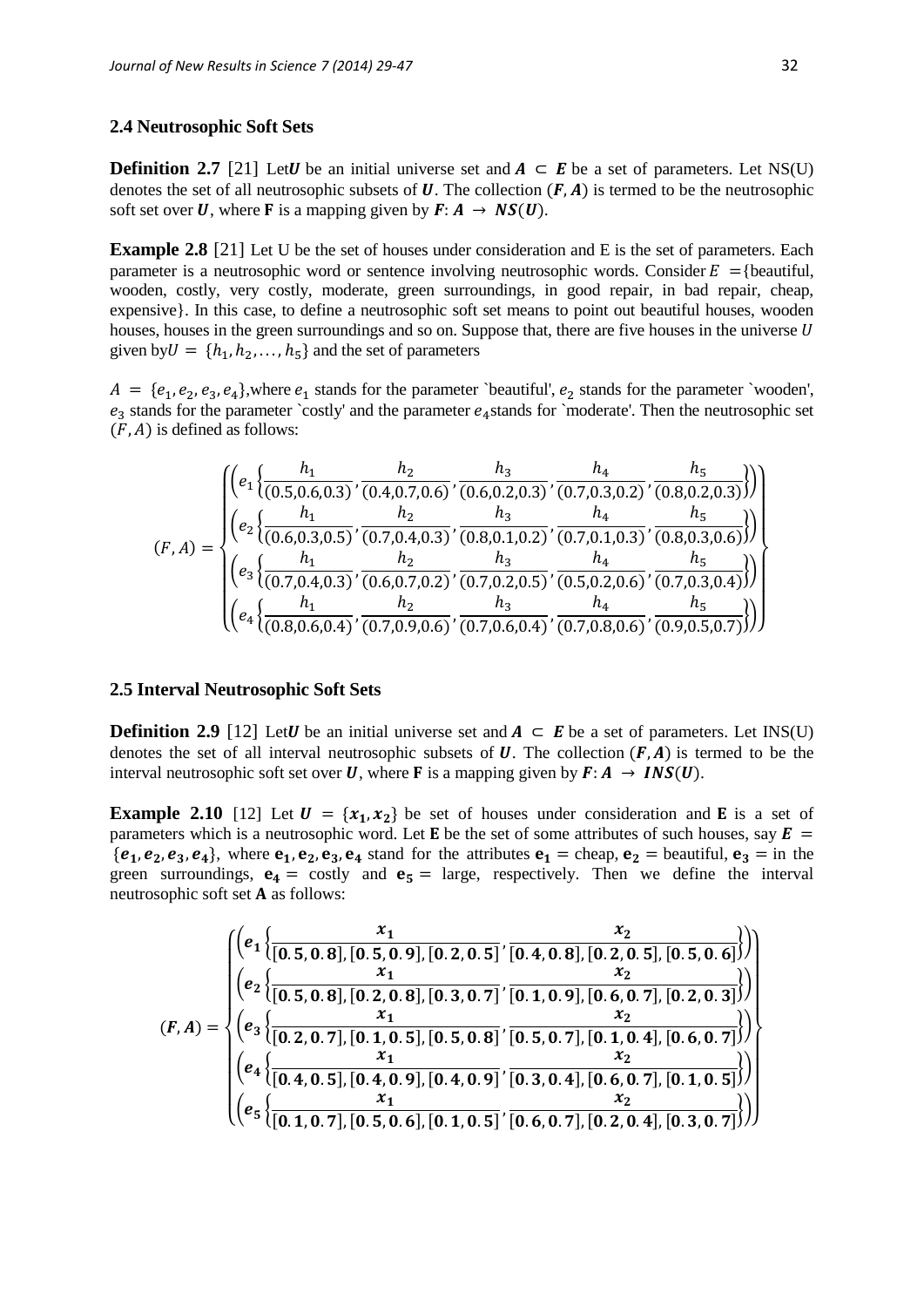### 2.4 Neutrosophic Soft Sets

**Definition 2.7** [21] Let $\boldsymbol{U}$ be an initial universe set and $\boldsymbol{A} \subset \boldsymbol{E}$ be a set of parameters. Let NS(U) denotes the set of all neutrosophic subsets of $\boldsymbol{U}$. The collection $(\boldsymbol{F}, \boldsymbol{A})$ is termed to be the neutrosophic soft set over $\boldsymbol{U}$, where **F** is a mapping given by $\boldsymbol{F}: \boldsymbol{A} \rightarrow \boldsymbol{NS}(\boldsymbol{U})$.

**Example 2.8** [21] Let U be the set of houses under consideration and E is the set of parameters. Each parameter is a neutrosophic word or sentence involving neutrosophic words. Consider $E$ ={beautiful, wooden, costly, very costly, moderate, green surroundings, in good repair, in bad repair, cheap, expensive}. In this case, to define a neutrosophic soft set means to point out beautiful houses, wooden houses, houses in the green surroundings and so on. Suppose that, there are five houses in the universe $U$ given by $U = \{h_1, h_2, \ldots, h_5\}$ and the set of parameters

$A = \{e_1, e_2, e_3, e_4\}$, where $e_1$ stands for the parameter `beautiful', $e_2$ stands for the parameter `wooden', $e_3$ stands for the parameter `costly' and the parameter $e_4$ stands for `moderate'. Then the neutrosophic set $(F, A)$ is defined as follows:

$$(F,A) = \left\{ \begin{array}{l} \left(e_1\left\{\frac{h_1}{(0.5,0.6,0.3)}, \frac{h_2}{(0.4,0.7,0.6)}, \frac{h_3}{(0.6,0.2,0.3)}, \frac{h_4}{(0.7,0.3,0.2)}, \frac{h_5}{(0.8,0.2,0.3)}\right\}\right) \\ \left(e_2\left\{\frac{h_1}{(0.6,0.3,0.5)}, \frac{h_2}{(0.7,0.4,0.3)}, \frac{h_3}{(0.8,0.1,0.2)}, \frac{h_4}{(0.7,0.1,0.3)}, \frac{h_5}{(0.8,0.3,0.6)}\right\}\right) \\ \left(e_3\left\{\frac{h_1}{(0.7,0.4,0.3)}, \frac{h_2}{(0.6,0.7,0.2)}, \frac{h_3}{(0.7,0.2,0.5)}, \frac{h_4}{(0.5,0.2,0.6)}, \frac{h_5}{(0.7,0.3,0.4)}\right\}\right) \\ \left(e_4\left\{\frac{h_1}{(0.8,0.6,0.4)}, \frac{h_2}{(0.7,0.9,0.6)}, \frac{h_3}{(0.7,0.6,0.4)}, \frac{h_4}{(0.7,0.8,0.6)}, \frac{h_5}{(0.9,0.5,0.7)}\right\}\right) \end{array} \right\}$$

### 2.5 Interval Neutrosophic Soft Sets

**Definition 2.9** [12] Let $\boldsymbol{U}$ be an initial universe set and $\boldsymbol{A} \subset \boldsymbol{E}$ be a set of parameters. Let INS(U) denotes the set of all interval neutrosophic subsets of $\boldsymbol{U}$. The collection $(\boldsymbol{F}, \boldsymbol{A})$ is termed to be the interval neutrosophic soft set over $\boldsymbol{U}$, where **F** is a mapping given by $\boldsymbol{F}: \boldsymbol{A} \rightarrow \boldsymbol{INS}(\boldsymbol{U})$.

**Example 2.10** [12] Let $\boldsymbol{U} = \{\boldsymbol{x_1}, \boldsymbol{x_2}\}$ be set of houses under consideration and **E** is a set of parameters which is a neutrosophic word. Let **E** be the set of some attributes of such houses, say $\boldsymbol{E} = \{\boldsymbol{e_1}, \boldsymbol{e_2}, \boldsymbol{e_3}, \boldsymbol{e_4}\}$, where $\mathbf{e_1}, \mathbf{e_2}, \mathbf{e_3}, \mathbf{e_4}$ stand for the attributes $\mathbf{e_1} =$ cheap, $\mathbf{e_2} =$ beautiful, $\mathbf{e_3} =$ in the green surroundings, $\mathbf{e_4} =$ costly and $\mathbf{e_5} =$ large, respectively. Then we define the interval neutrosophic soft set **A** as follows:

$$(\boldsymbol{F},\boldsymbol{A}) = \left\{ \begin{array}{l} \left(e_1\left\{\frac{x_1}{[0.5,0.8],[0.5,0.9],[0.2,0.5]}, \frac{x_2}{[0.4,0.8],[0.2,0.5],[0.5,0.6]}\right\}\right) \\ \left(e_2\left\{\frac{x_1}{[0.5,0.8],[0.2,0.8],[0.3,0.7]}, \frac{x_2}{[0.1,0.9],[0.6,0.7],[0.2,0.3]}\right\}\right) \\ \left(e_3\left\{\frac{x_1}{[0.2,0.7],[0.1,0.5],[0.5,0.8]}, \frac{x_2}{[0.5,0.7],[0.1,0.4],[0.6,0.7]}\right\}\right) \\ \left(e_4\left\{\frac{x_1}{[0.4,0.5],[0.4,0.9],[0.4,0.9]}, \frac{x_2}{[0.3,0.4],[0.6,0.7],[0.1,0.5]}\right\}\right) \\ \left(e_5\left\{\frac{x_1}{[0.1,0.7],[0.5,0.6],[0.1,0.5]}, \frac{x_2}{[0.6,0.7],[0.2,0.4],[0.3,0.7]}\right\}\right) \end{array} \right\}$$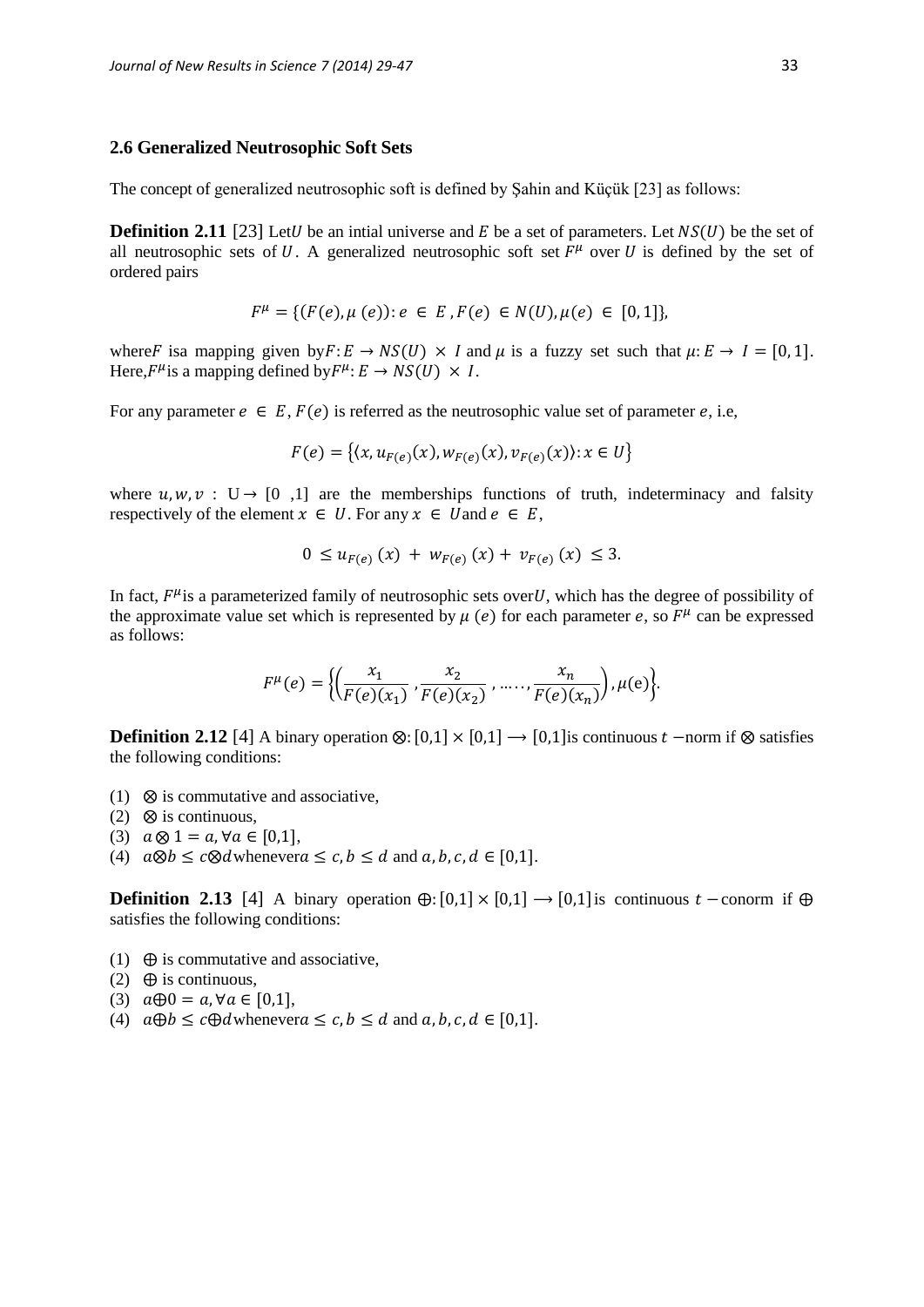### 2.6 Generalized Neutrosophic Soft Sets

The concept of generalized neutrosophic soft is defined by Şahin and Küçük [23] as follows:

**Definition 2.11** [23] Let$U$ be an intial universe and $E$ be a set of parameters. Let $NS(U)$ be the set of all neutrosophic sets of $U$. A generalized neutrosophic soft set $F^{\mu}$ over $U$ is defined by the set of ordered pairs

$$F^{\mu} = \{(F(e), \mu\,(e)) : e \in E\,, F(e) \in N(U), \mu(e) \in [0,1]\},$$

where$F$ isa mapping given by$F: E \to NS(U) \times I$ and $\mu$ is a fuzzy set such that $\mu: E \to I = [0,1]$. Here,$F^{\mu}$is a mapping defined by$F^{\mu}: E \to NS(U) \times I$.

For any parameter $e \in E$, $F(e)$ is referred as the neutrosophic value set of parameter $e$, i.e,

$$F(e) = \{\langle x, u_{F(e)}(x), w_{F(e)}(x), v_{F(e)}(x)\rangle : x \in U\}$$

where $u, w, v$ : U$\rightarrow$ [0 ,1] are the memberships functions of truth, indeterminacy and falsity respectively of the element $x \in U$. For any $x \in U$and $e \in E$,

$$0 \leq u_{F(e)}\,(x) + w_{F(e)}\,(x) + v_{F(e)}\,(x) \leq 3.$$

In fact, $F^{\mu}$is a parameterized family of neutrosophic sets over$U$, which has the degree of possibility of the approximate value set which is represented by $\mu\,(e)$ for each parameter $e$, so $F^{\mu}$ can be expressed as follows:

$$F^{\mu}(e) = \left\{\left(\frac{x_1}{F(e)(x_1)}, \frac{x_2}{F(e)(x_2)}, \ldots \ldots, \frac{x_n}{F(e)(x_n)}\right), \mu(\mathrm{e})\right\}.$$

**Definition 2.12** [4] A binary operation $\otimes: [0,1] \times [0,1] \longrightarrow [0,1]$is continuous $t$ $-$norm if $\otimes$ satisfies the following conditions:

(1) $\otimes$ is commutative and associative,
(2) $\otimes$ is continuous,
(3) $a \otimes 1 = a, \forall a \in [0,1]$,
(4) $a \otimes b \leq c \otimes d$whenever$a \leq c, b \leq d$ and $a, b, c, d \in [0,1]$.

**Definition 2.13** [4] A binary operation $\oplus: [0,1] \times [0,1] \longrightarrow [0,1]$ is continuous $t$ $-$conorm if $\oplus$ satisfies the following conditions:

(1) $\oplus$ is commutative and associative,
(2) $\oplus$ is continuous,
(3) $a \oplus 0 = a, \forall a \in [0,1]$,
(4) $a \oplus b \leq c \oplus d$whenever$a \leq c, b \leq d$ and $a, b, c, d \in [0,1]$.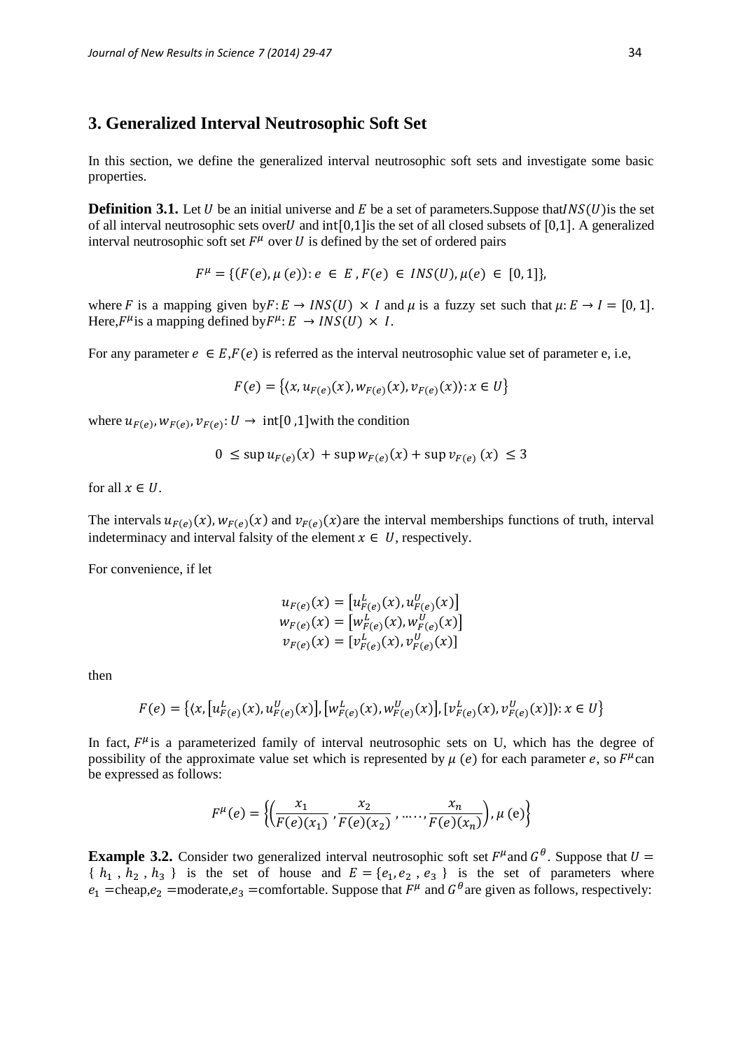## 3. Generalized Interval Neutrosophic Soft Set

In this section, we define the generalized interval neutrosophic soft sets and investigate some basic properties.

**Definition 3.1.** Let $U$ be an initial universe and $E$ be a set of parameters.Suppose that$INS(U)$is the set of all interval neutrosophic sets over$U$ and int$[0,1]$is the set of all closed subsets of $[0,1]$. A generalized interval neutrosophic soft set $F^{\mu}$ over $U$ is defined by the set of ordered pairs

$$F^{\mu} = \{(F(e), \mu(e)) : e \in E, F(e) \in INS(U), \mu(e) \in [0,1]\},$$

where $F$ is a mapping given by$F: E \rightarrow INS(U) \times I$ and $\mu$ is a fuzzy set such that $\mu: E \rightarrow I = [0, 1]$. Here,$F^{\mu}$is a mapping defined by$F^{\mu}: E \rightarrow INS(U) \times I$.

For any parameter $e \in E$,$F(e)$ is referred as the interval neutrosophic value set of parameter e, i.e,

$$F(e) = \{\langle x, u_{F(e)}(x), w_{F(e)}(x), v_{F(e)}(x)\rangle : x \in U\}$$

where $u_{F(e)}, w_{F(e)}, v_{F(e)}: U \rightarrow$ int$[0,1]$with the condition

$$0 \leq \sup u_{F(e)}(x) + \sup w_{F(e)}(x) + \sup v_{F(e)}(x) \leq 3$$

for all $x \in U$.

The intervals $u_{F(e)}(x)$, $w_{F(e)}(x)$ and $v_{F(e)}(x)$are the interval memberships functions of truth, interval indeterminacy and interval falsity of the element $x \in U$, respectively.

For convenience, if let

$$u_{F(e)}(x) = [u^{L}_{F(e)}(x), u^{U}_{F(e)}(x)]$$
$$w_{F(e)}(x) = [w^{L}_{F(e)}(x), w^{U}_{F(e)}(x)]$$
$$v_{F(e)}(x) = [v^{L}_{F(e)}(x), v^{U}_{F(e)}(x)]$$

then

$$F(e) = \{\langle x, [u^{L}_{F(e)}(x), u^{U}_{F(e)}(x)], [w^{L}_{F(e)}(x), w^{U}_{F(e)}(x)], [v^{L}_{F(e)}(x), v^{U}_{F(e)}(x)]\rangle : x \in U\}$$

In fact, $F^{\mu}$is a parameterized family of interval neutrosophic sets on U, which has the degree of possibility of the approximate value set which is represented by $\mu(e)$ for each parameter $e$, so $F^{\mu}$can be expressed as follows:

$$F^{\mu}(e) = \left\{\left(\frac{x_1}{F(e)(x_1)}, \frac{x_2}{F(e)(x_2)}, \ldots, \frac{x_n}{F(e)(x_n)}\right), \mu(e)\right\}$$

**Example 3.2.** Consider two generalized interval neutrosophic soft set $F^{\mu}$and $G^{\theta}$. Suppose that $U = \{h_1, h_2, h_3\}$ is the set of house and $E = \{e_1, e_2, e_3\}$ is the set of parameters where $e_1$ =cheap,$e_2$ =moderate,$e_3$ =comfortable. Suppose that $F^{\mu}$ and $G^{\theta}$are given as follows, respectively: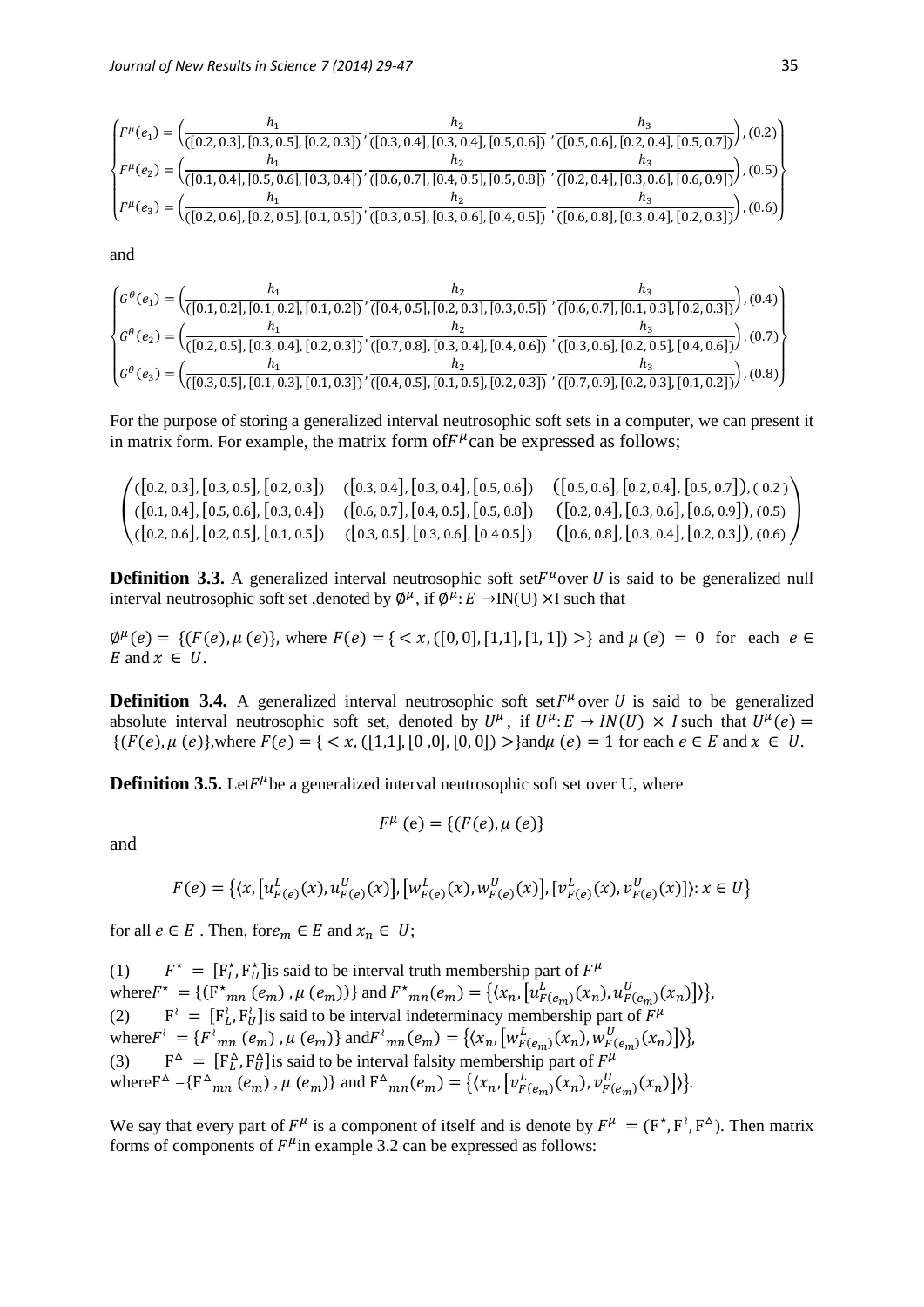$$\left\{\begin{array}{l} F^{\mu}(e_1) = \left(\frac{h_1}{([0.2, 0.3], [0.3, 0.5], [0.2, 0.3])}, \frac{h_2}{([0.3, 0.4], [0.3, 0.4], [0.5, 0.6])}, \frac{h_3}{([0.5, 0.6], [0.2, 0.4], [0.5, 0.7])}\right), (0.2) \\ F^{\mu}(e_2) = \left(\frac{h_1}{([0.1, 0.4], [0.5, 0.6], [0.3, 0.4])}, \frac{h_2}{([0.6, 0.7], [0.4, 0.5], [0.5, 0.8])}, \frac{h_3}{([0.2, 0.4], [0.3, 0.6], [0.6, 0.9])}\right), (0.5) \\ F^{\mu}(e_3) = \left(\frac{h_1}{([0.2, 0.6], [0.2, 0.5], [0.1, 0.5])}, \frac{h_2}{([0.3, 0.5], [0.3, 0.6], [0.4, 0.5])}, \frac{h_3}{([0.6, 0.8], [0.3, 0.4], [0.2, 0.3])}\right), (0.6) \end{array}\right\}$$

and

$$\left\{\begin{array}{l} G^{\theta}(e_1) = \left(\frac{h_1}{([0.1, 0.2], [0.1, 0.2], [0.1, 0.2])}, \frac{h_2}{([0.4, 0.5], [0.2, 0.3], [0.3, 0.5])}, \frac{h_3}{([0.6, 0.7], [0.1, 0.3], [0.2, 0.3])}\right), (0.4) \\ G^{\theta}(e_2) = \left(\frac{h_1}{([0.2, 0.5], [0.3, 0.4], [0.2, 0.3])}, \frac{h_2}{([0.7, 0.8], [0.3, 0.4], [0.4, 0.6])}, \frac{h_3}{([0.3, 0.6], [0.2, 0.5], [0.4, 0.6])}\right), (0.7) \\ G^{\theta}(e_3) = \left(\frac{h_1}{([0.3, 0.5], [0.1, 0.3], [0.1, 0.3])}, \frac{h_2}{([0.4, 0.5], [0.1, 0.5], [0.2, 0.3])}, \frac{h_3}{([0.7, 0.9], [0.2, 0.3], [0.1, 0.2])}\right), (0.8) \end{array}\right\}$$

For the purpose of storing a generalized interval neutrosophic soft sets in a computer, we can present it in matrix form. For example, the matrix form of $F^{\mu}$ can be expressed as follows;

$$\begin{pmatrix} ([0.2, 0.3], [0.3, 0.5], [0.2, 0.3]) & ([0.3, 0.4], [0.3, 0.4], [0.5, 0.6]) & ([0.5, 0.6], [0.2, 0.4], [0.5, 0.7]), (0.2) \\ ([0.1, 0.4], [0.5, 0.6], [0.3, 0.4]) & ([0.6, 0.7], [0.4, 0.5], [0.5, 0.8]) & ([0.2, 0.4], [0.3, 0.6], [0.6, 0.9]), (0.5) \\ ([0.2, 0.6], [0.2, 0.5], [0.1, 0.5]) & ([0.3, 0.5], [0.3, 0.6], [0.4\ 0.5]) & ([0.6, 0.8], [0.3, 0.4], [0.2, 0.3]), (0.6) \end{pmatrix}$$

**Definition 3.3.** A generalized interval neutrosophic soft set $F^{\mu}$ over $U$ is said to be generalized null interval neutrosophic soft set, denoted by $\emptyset^{\mu}$, if $\emptyset^{\mu}: E \to IN(U) \times I$ such that

$\emptyset^{\mu}(e) = \{(F(e), \mu(e)\}$, where $F(e) = \{< x, ([0, 0], [1,1], [1, 1]) >\}$ and $\mu(e) = 0$ for each $e \in E$ and $x \in U$.

**Definition 3.4.** A generalized interval neutrosophic soft set $F^{\mu}$ over $U$ is said to be generalized absolute interval neutrosophic soft set, denoted by $U^{\mu}$, if $U^{\mu}: E \to IN(U) \times I$ such that $U^{\mu}(e) = \{(F(e), \mu(e)\}$, where $F(e) = \{< x, ([1,1], [0, 0], [0, 0]) >\}$ and $\mu(e) = 1$ for each $e \in E$ and $x \in U$.

**Definition 3.5.** Let $F^{\mu}$ be a generalized interval neutrosophic soft set over U, where

$$F^{\mu}(e) = \{(F(e), \mu(e)\}$$

and

$$F(e) = \{\langle x, [u^L_{F(e)}(x), u^U_{F(e)}(x)], [w^L_{F(e)}(x), w^U_{F(e)}(x)], [v^L_{F(e)}(x), v^U_{F(e)}(x)]\rangle : x \in U\}$$

for all $e \in E$. Then, for $e_m \in E$ and $x_n \in U$;

(1) $F^{\star} = [F^{\star}_L, F^{\star}_U]$ is said to be interval truth membership part of $F^{\mu}$ where $F^{\star} = \{(F^{\star}_{mn}(e_m), \mu(e_m))\}$ and $F^{\star}_{mn}(e_m) = \{\langle x_n, [u^L_{F(e_m)}(x_n), u^U_{F(e_m)}(x_n)]\rangle\}$,

(2) $F^{\wr} = [F^{\wr}_L, F^{\wr}_U]$ is said to be interval indeterminacy membership part of $F^{\mu}$ where $F^{\wr} = \{F^{\wr}_{mn}(e_m), \mu(e_m)\}$ and $F^{\wr}_{mn}(e_m) = \{\langle x_n, [w^L_{F(e_m)}(x_n), w^U_{F(e_m)}(x_n)]\rangle\}$,

(3) $F^{\Delta} = [F^{\Delta}_L, F^{\Delta}_U]$ is said to be interval falsity membership part of $F^{\mu}$ where $F^{\Delta} = \{F^{\Delta}_{mn}(e_m), \mu(e_m)\}$ and $F^{\Delta}_{mn}(e_m) = \{\langle x_n, [v^L_{F(e_m)}(x_n), v^U_{F(e_m)}(x_n)]\rangle\}$.

We say that every part of $F^{\mu}$ is a component of itself and is denote by $F^{\mu} = (F^{\star}, F^{\wr}, F^{\Delta})$. Then matrix forms of components of $F^{\mu}$ in example 3.2 can be expressed as follows: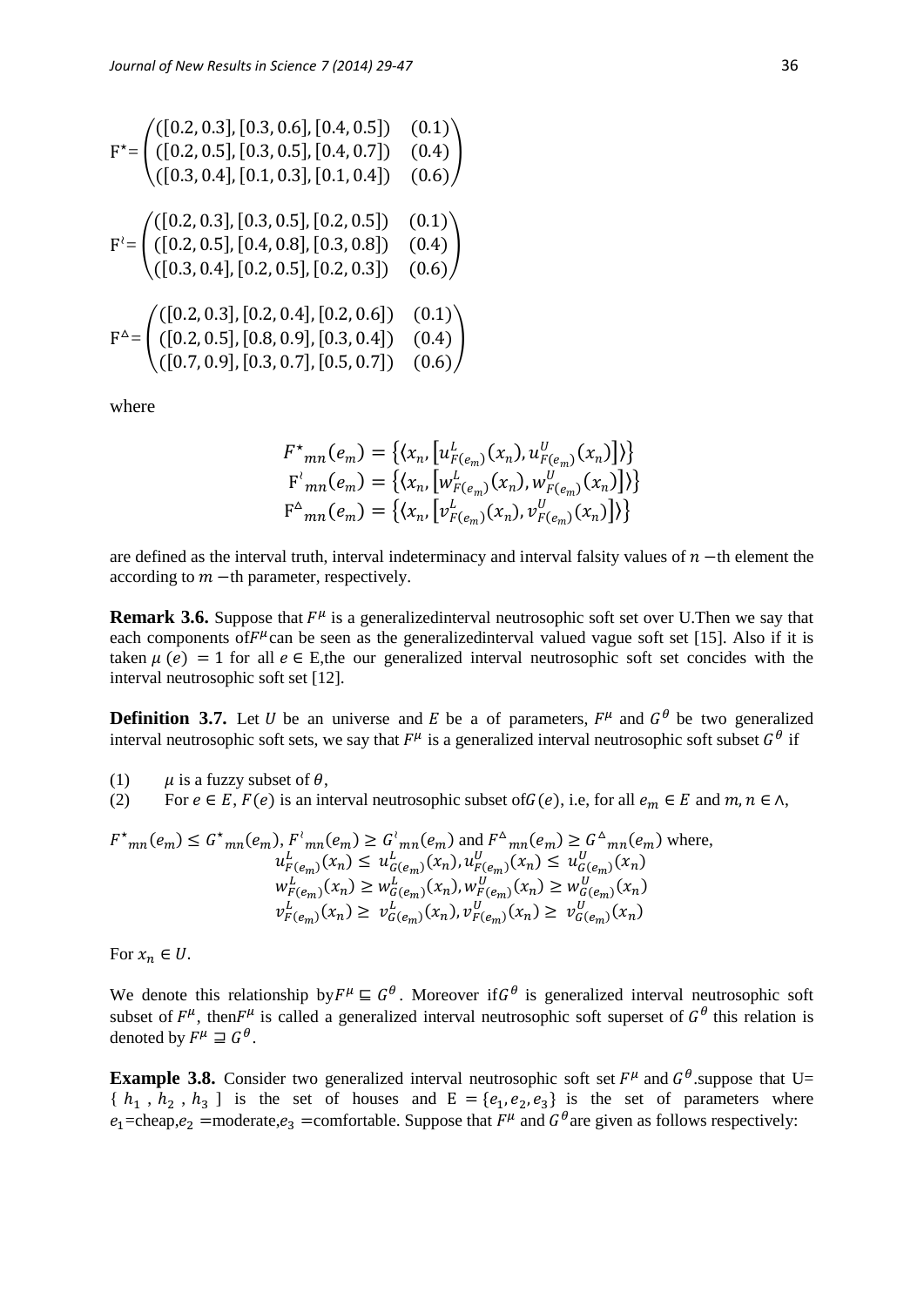$$F^{\star}=\begin{pmatrix}([0.2,0.3],[0.3,0.6],[0.4,0.5]) & (0.1)\\ ([0.2,0.5],[0.3,0.5],[0.4,0.7]) & (0.4)\\ ([0.3,0.4],[0.1,0.3],[0.1,0.4]) & (0.6)\end{pmatrix}$$

$$F^{\wr}=\begin{pmatrix}([0.2,0.3],[0.3,0.5],[0.2,0.5]) & (0.1)\\ ([0.2,0.5],[0.4,0.8],[0.3,0.8]) & (0.4)\\ ([0.3,0.4],[0.2,0.5],[0.2,0.3]) & (0.6)\end{pmatrix}$$

$$F^{\Delta}=\begin{pmatrix}([0.2,0.3],[0.2,0.4],[0.2,0.6]) & (0.1)\\ ([0.2,0.5],[0.8,0.9],[0.3,0.4]) & (0.4)\\ ([0.7,0.9],[0.3,0.7],[0.5,0.7]) & (0.6)\end{pmatrix}$$

where

$$F^{\star}{}_{mn}(e_m)=\left\{\left\langle x_n,\left[u^L_{F(e_m)}(x_n),u^U_{F(e_m)}(x_n)\right]\right\rangle\right\}$$
$$F^{\wr}{}_{mn}(e_m)=\left\{\left\langle x_n,\left[w^L_{F(e_m)}(x_n),w^U_{F(e_m)}(x_n)\right]\right\rangle\right\}$$
$$F^{\Delta}{}_{mn}(e_m)=\left\{\left\langle x_n,\left[v^L_{F(e_m)}(x_n),v^U_{F(e_m)}(x_n)\right]\right\rangle\right\}$$

are defined as the interval truth, interval indeterminacy and interval falsity values of $n$ −th element the according to $m$ −th parameter, respectively.

**Remark 3.6.** Suppose that $F^{\mu}$ is a generalizedinterval neutrosophic soft set over U.Then we say that each components of$F^{\mu}$can be seen as the generalizedinterval valued vague soft set [15]. Also if it is taken $\mu(e)=1$ for all $e\in$ E,the our generalized interval neutrosophic soft set concides with the interval neutrosophic soft set [12].

**Definition 3.7.** Let $U$ be an universe and $E$ be a of parameters, $F^{\mu}$ and $G^{\theta}$ be two generalized interval neutrosophic soft sets, we say that $F^{\mu}$ is a generalized interval neutrosophic soft subset $G^{\theta}$ if

(1) $\mu$ is a fuzzy subset of $\theta$,

(2) For $e\in E$, $F(e)$ is an interval neutrosophic subset of$G(e)$, i.e, for all $e_m\in E$ and $m,n\in\wedge$,

$F^{\star}{}_{mn}(e_m)\le G^{\star}{}_{mn}(e_m)$, $F^{\wr}{}_{mn}(e_m)\ge G^{\wr}{}_{mn}(e_m)$ and $F^{\Delta}{}_{mn}(e_m)\ge G^{\Delta}{}_{mn}(e_m)$ where,

$$u^L_{F(e_m)}(x_n)\le u^L_{G(e_m)}(x_n),\ u^U_{F(e_m)}(x_n)\le u^U_{G(e_m)}(x_n)$$
$$w^L_{F(e_m)}(x_n)\ge w^L_{G(e_m)}(x_n),\ w^U_{F(e_m)}(x_n)\ge w^U_{G(e_m)}(x_n)$$
$$v^L_{F(e_m)}(x_n)\ge v^L_{G(e_m)}(x_n),\ v^U_{F(e_m)}(x_n)\ge v^U_{G(e_m)}(x_n)$$

For $x_n\in U$.

We denote this relationship by$F^{\mu}\sqsubseteq G^{\theta}$. Moreover if$G^{\theta}$ is generalized interval neutrosophic soft subset of $F^{\mu}$, then$F^{\mu}$ is called a generalized interval neutrosophic soft superset of $G^{\theta}$ this relation is denoted by $F^{\mu}\sqsupseteq G^{\theta}$.

**Example 3.8.** Consider two generalized interval neutrosophic soft set $F^{\mu}$ and $G^{\theta}$.suppose that U= { $h_1$ , $h_2$ , $h_3$ ] is the set of houses and E $=\{e_1,e_2,e_3\}$ is the set of parameters where $e_1$=cheap,$e_2$ =moderate,$e_3$ =comfortable. Suppose that $F^{\mu}$ and $G^{\theta}$are given as follows respectively: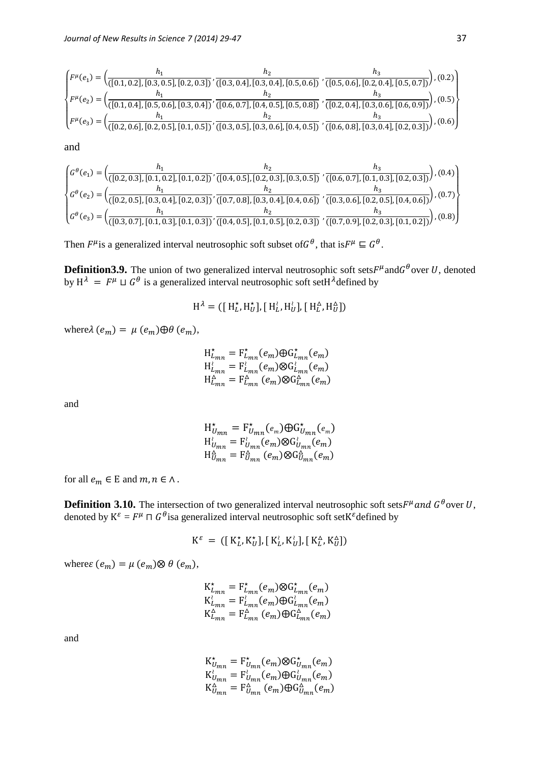$$\begin{Bmatrix} F^{\mu}(e_1) = \left(\frac{h_1}{([0.1,0.2],[0.3,0.5],[0.2,0.3])}, \frac{h_2}{([0.3,0.4],[0.3,0.4],[0.5,0.6])}, \frac{h_3}{([0.5,0.6],[0.2,0.4],[0.5,0.7])}\right), (0.2) \\ F^{\mu}(e_2) = \left(\frac{h_1}{([0.1,0.4],[0.5,0.6],[0.3,0.4])}, \frac{h_2}{([0.6,0.7],[0.4,0.5],[0.5,0.8])}, \frac{h_3}{([0.2,0.4],[0.3,0.6],[0.6,0.9])}\right), (0.5) \\ F^{\mu}(e_3) = \left(\frac{h_1}{([0.2,0.6],[0.2,0.5],[0.1,0.5])}, \frac{h_2}{([0.3,0.5],[0.3,0.6],[0.4,0.5])}, \frac{h_3}{([0.6,0.8],[0.3,0.4],[0.2,0.3])}\right), (0.6) \end{Bmatrix}$$

and

$$\begin{Bmatrix} G^{\theta}(e_1) = \left(\frac{h_1}{([0.2,0.3],[0.1,0.2],[0.1,0.2])}, \frac{h_2}{([0.4,0.5],[0.2,0.3],[0.3,0.5])}, \frac{h_3}{([0.6,0.7],[0.1,0.3],[0.2,0.3])}\right), (0.4) \\ G^{\theta}(e_2) = \left(\frac{h_1}{([0.2,0.5],[0.3,0.4],[0.2,0.3])}, \frac{h_2}{([0.7,0.8],[0.3,0.4],[0.4,0.6])}, \frac{h_3}{([0.3,0.6],[0.2,0.5],[0.4,0.6])}\right), (0.7) \\ G^{\theta}(e_3) = \left(\frac{h_1}{([0.3,0.7],[0.1,0.3],[0.1,0.3])}, \frac{h_2}{([0.4,0.5],[0.1,0.5],[0.2,0.3])}, \frac{h_3}{([0.7,0.9],[0.2,0.3],[0.1,0.2])}\right), (0.8) \end{Bmatrix}$$

Then $F^{\mu}$ is a generalized interval neutrosophic soft subset of $G^{\theta}$, that is $F^{\mu} \sqsubseteq G^{\theta}$.

**Definition 3.9.** The union of two generalized interval neutrosophic soft sets $F^{\mu}$ and $G^{\theta}$ over $U$, denoted by $H^{\lambda} = F^{\mu} \sqcup G^{\theta}$ is a generalized interval neutrosophic soft set $H^{\lambda}$ defined by

$$H^{\lambda} = ([H^{\star}_{L}, H^{\star}_{U}], [H^{\wr}_{L}, H^{\wr}_{U}], [H^{\triangle}_{L}, H^{\triangle}_{U}])$$

where $\lambda(e_m) = \mu(e_m) \oplus \theta(e_m)$,

$$\begin{aligned} H^{\star}_{L_{mn}} &= F^{\star}_{L_{mn}}(e_m) \oplus G^{\star}_{L_{mn}}(e_m) \\ H^{\wr}_{L_{mn}} &= F^{\wr}_{L_{mn}}(e_m) \otimes G^{\wr}_{L_{mn}}(e_m) \\ H^{\triangle}_{L_{mn}} &= F^{\triangle}_{L_{mn}}(e_m) \otimes G^{\triangle}_{L_{mn}}(e_m) \end{aligned}$$

and

$$\begin{aligned} H^{\star}_{U_{mn}} &= F^{\star}_{U_{mn}}(e_m) \oplus G^{\star}_{U_{mn}}(e_m) \\ H^{\wr}_{U_{mn}} &= F^{\wr}_{U_{mn}}(e_m) \otimes G^{\wr}_{U_{mn}}(e_m) \\ H^{\triangle}_{U_{mn}} &= F^{\triangle}_{U_{mn}}(e_m) \otimes G^{\triangle}_{U_{mn}}(e_m) \end{aligned}$$

for all $e_m \in E$ and $m, n \in \wedge$.

**Definition 3.10.** The intersection of two generalized interval neutrosophic soft sets $F^{\mu}$ and $G^{\theta}$ over $U$, denoted by $K^{\varepsilon} = F^{\mu} \sqcap G^{\theta}$ is a generalized interval neutrosophic soft set $K^{\varepsilon}$ defined by

$$K^{\varepsilon} = ([K^{\star}_{L}, K^{\star}_{U}], [K^{\wr}_{L}, K^{\wr}_{U}], [K^{\triangle}_{L}, K^{\triangle}_{U}])$$

where $\varepsilon(e_m) = \mu(e_m) \otimes \theta(e_m)$,

$$\begin{aligned} K^{\star}_{L_{mn}} &= F^{\star}_{L_{mn}}(e_m) \otimes G^{\star}_{L_{mn}}(e_m) \\ K^{\wr}_{L_{mn}} &= F^{\wr}_{L_{mn}}(e_m) \oplus G^{\wr}_{L_{mn}}(e_m) \\ K^{\triangle}_{L_{mn}} &= F^{\triangle}_{L_{mn}}(e_m) \oplus G^{\triangle}_{L_{mn}}(e_m) \end{aligned}$$

and

$$\begin{aligned} K^{\star}_{U_{mn}} &= F^{\star}_{U_{mn}}(e_m) \otimes G^{\star}_{U_{mn}}(e_m) \\ K^{\wr}_{U_{mn}} &= F^{\wr}_{U_{mn}}(e_m) \oplus G^{\wr}_{U_{mn}}(e_m) \\ K^{\triangle}_{U_{mn}} &= F^{\triangle}_{U_{mn}}(e_m) \oplus G^{\triangle}_{U_{mn}}(e_m) \end{aligned}$$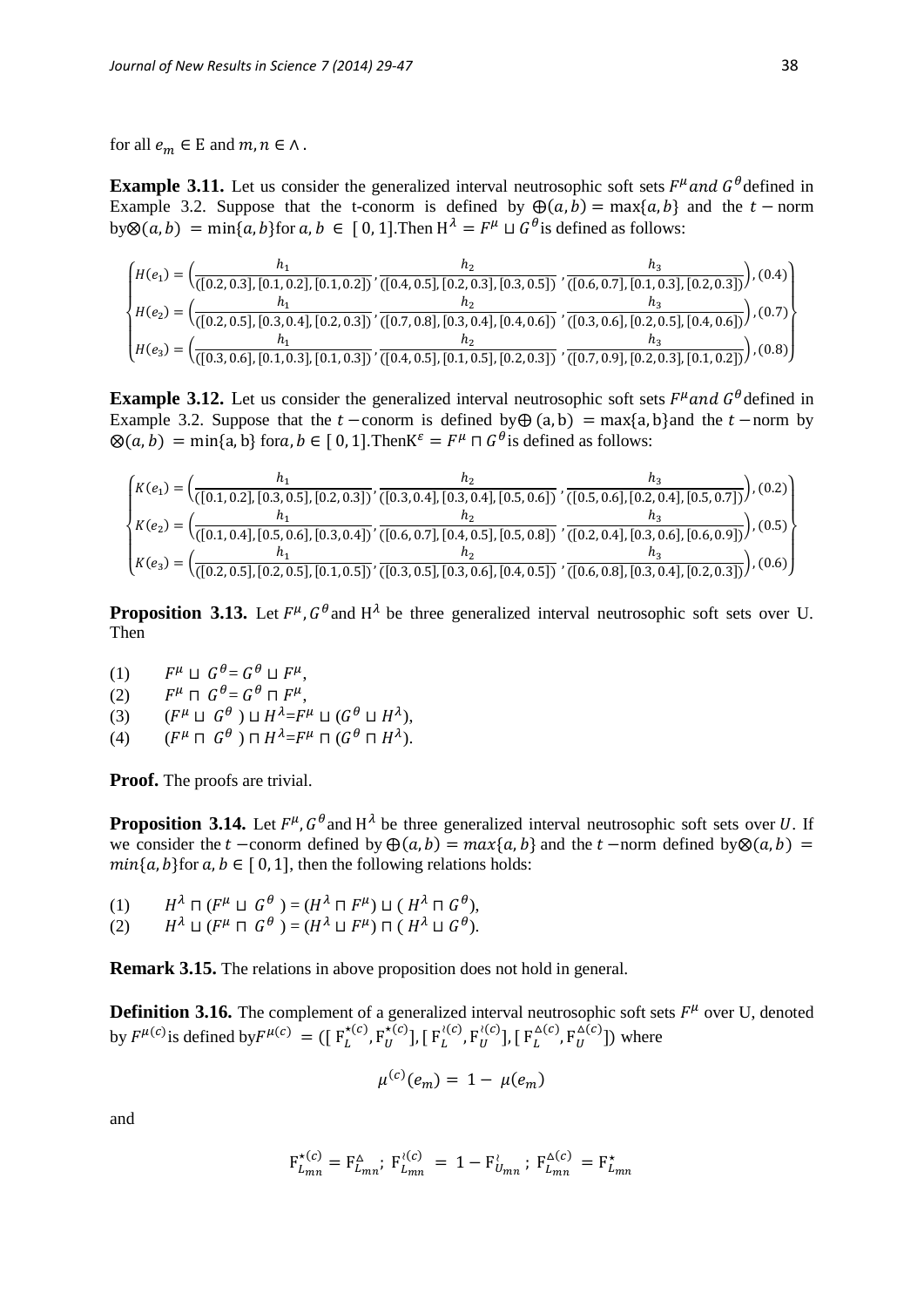for all $e_m \in E$ and $m, n \in \wedge$.

**Example 3.11.** Let us consider the generalized interval neutrosophic soft sets $F^{\mu}$ and $G^{\theta}$ defined in Example 3.2. Suppose that the t-conorm is defined by $\oplus(a, b) = \max\{a, b\}$ and the $t-$norm by$\otimes(a, b) = \min\{a, b\}$for $a, b \in [0, 1]$.Then $H^{\lambda} = F^{\mu} \sqcup G^{\theta}$is defined as follows:

$$
\begin{Bmatrix}
H(e_1) = \left(\frac{h_1}{([0.2, 0.3], [0.1, 0.2], [0.1, 0.2])}, \frac{h_2}{([0.4, 0.5], [0.2, 0.3], [0.3, 0.5])}, \frac{h_3}{([0.6, 0.7], [0.1, 0.3], [0.2, 0.3])}\right), (0.4) \\
H(e_2) = \left(\frac{h_1}{([0.2, 0.5], [0.3, 0.4], [0.2, 0.3])}, \frac{h_2}{([0.7, 0.8], [0.3, 0.4], [0.4, 0.6])}, \frac{h_3}{([0.3, 0.6], [0.2, 0.5], [0.4, 0.6])}\right), (0.7) \\
H(e_3) = \left(\frac{h_1}{([0.3, 0.6], [0.1, 0.3], [0.1, 0.3])}, \frac{h_2}{([0.4, 0.5], [0.1, 0.5], [0.2, 0.3])}, \frac{h_3}{([0.7, 0.9], [0.2, 0.3], [0.1, 0.2])}\right), (0.8)
\end{Bmatrix}
$$

**Example 3.12.** Let us consider the generalized interval neutrosophic soft sets $F^{\mu}$ and $G^{\theta}$ defined in Example 3.2. Suppose that the $t-$conorm is defined by$\oplus(a, b) = \max\{a, b\}$and the $t-$norm by $\otimes(a, b) = \min\{a, b\}$ for$a, b \in [0, 1]$.Then$K^{\varepsilon} = F^{\mu} \sqcap G^{\theta}$is defined as follows:

$$
\begin{Bmatrix}
K(e_1) = \left(\frac{h_1}{([0.1, 0.2], [0.3, 0.5], [0.2, 0.3])}, \frac{h_2}{([0.3, 0.4], [0.3, 0.4], [0.5, 0.6])}, \frac{h_3}{([0.5, 0.6], [0.2, 0.4], [0.5, 0.7])}\right), (0.2) \\
K(e_2) = \left(\frac{h_1}{([0.1, 0.4], [0.5, 0.6], [0.3, 0.4])}, \frac{h_2}{([0.6, 0.7], [0.4, 0.5], [0.5, 0.8])}, \frac{h_3}{([0.2, 0.4], [0.3, 0.6], [0.6, 0.9])}\right), (0.5) \\
K(e_3) = \left(\frac{h_1}{([0.2, 0.5], [0.2, 0.5], [0.1, 0.5])}, \frac{h_2}{([0.3, 0.5], [0.3, 0.6], [0.4, 0.5])}, \frac{h_3}{([0.6, 0.8], [0.3, 0.4], [0.2, 0.3])}\right), (0.6)
\end{Bmatrix}
$$

**Proposition 3.13.** Let $F^{\mu}, G^{\theta}$ and $H^{\lambda}$ be three generalized interval neutrosophic soft sets over U. Then

(1) $F^{\mu} \sqcup G^{\theta} = G^{\theta} \sqcup F^{\mu}$,

(2) $F^{\mu} \sqcap G^{\theta} = G^{\theta} \sqcap F^{\mu}$,

(3) $(F^{\mu} \sqcup G^{\theta}) \sqcup H^{\lambda} = F^{\mu} \sqcup (G^{\theta} \sqcup H^{\lambda})$,

(4) $(F^{\mu} \sqcap G^{\theta}) \sqcap H^{\lambda} = F^{\mu} \sqcap (G^{\theta} \sqcap H^{\lambda})$.

**Proof.** The proofs are trivial.

**Proposition 3.14.** Let $F^{\mu}, G^{\theta}$ and $H^{\lambda}$ be three generalized interval neutrosophic soft sets over $U$. If we consider the $t-$conorm defined by $\oplus(a, b) = max\{a, b\}$ and the $t-$norm defined by$\otimes(a, b) = min\{a, b\}$for $a, b \in [0, 1]$, then the following relations holds:

(1) $H^{\lambda} \sqcap (F^{\mu} \sqcup G^{\theta}) = (H^{\lambda} \sqcap F^{\mu}) \sqcup (H^{\lambda} \sqcap G^{\theta})$,

(2) $H^{\lambda} \sqcup (F^{\mu} \sqcap G^{\theta}) = (H^{\lambda} \sqcup F^{\mu}) \sqcap (H^{\lambda} \sqcup G^{\theta})$.

**Remark 3.15.** The relations in above proposition does not hold in general.

**Definition 3.16.** The complement of a generalized interval neutrosophic soft sets $F^{\mu}$ over U, denoted by $F^{\mu(c)}$is defined by$F^{\mu(c)} = ([F_L^{\star(c)}, F_U^{\star(c)}], [F_L^{\wr(c)}, F_U^{\wr(c)}], [F_L^{\Delta(c)}, F_U^{\Delta(c)}])$ where

$$
\mu^{(c)}(e_m) = 1 - \mu(e_m)
$$

and

$$
F_{L_{mn}}^{\star(c)} = F_{L_{mn}}^{\Delta};\ F_{L_{mn}}^{\wr(c)} = 1 - F_{U_{mn}}^{\wr};\ F_{L_{mn}}^{\Delta(c)} = F_{L_{mn}}^{\star}
$$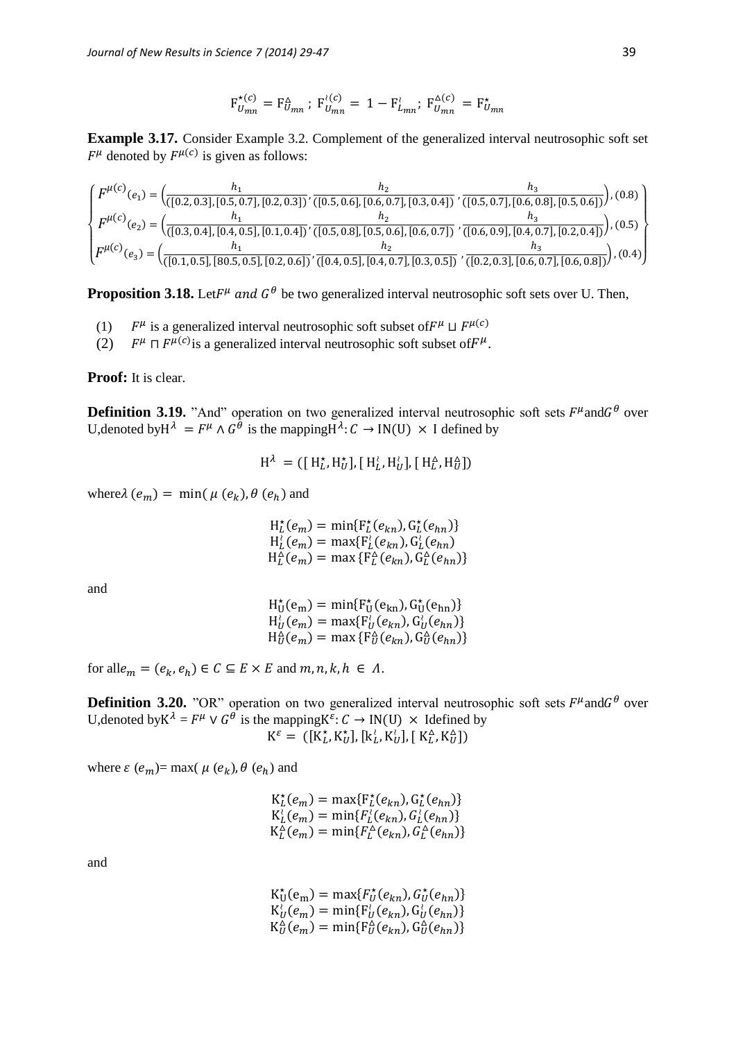$$F^{\star(c)}_{U_{mn}} = F^{\triangle}_{U_{mn}}\ ;\ F^{\wr(c)}_{U_{mn}} = 1 - F^{\wr}_{L_{mn}};\ F^{\triangle(c)}_{U_{mn}} = F^{\star}_{U_{mn}}$$

**Example 3.17.** Consider Example 3.2. Complement of the generalized interval neutrosophic soft set $F^{\mu}$ denoted by $F^{\mu(c)}$ is given as follows:

$$\begin{Bmatrix} F^{\mu(c)}(e_1) = \left(\frac{h_1}{([0.2, 0.3], [0.5, 0.7], [0.2, 0.3])}, \frac{h_2}{([0.5, 0.6], [0.6, 0.7], [0.3, 0.4])}, \frac{h_3}{([0.5, 0.7], [0.6, 0.8], [0.5, 0.6])}\right), (0.8) \\ F^{\mu(c)}(e_2) = \left(\frac{h_1}{([0.3, 0.4], [0.4, 0.5], [0.1, 0.4])}, \frac{h_2}{([0.5, 0.8], [0.5, 0.6], [0.6, 0.7])}, \frac{h_3}{([0.6, 0.9], [0.4, 0.7], [0.2, 0.4])}\right), (0.5) \\ F^{\mu(c)}(e_3) = \left(\frac{h_1}{([0.1, 0.5], [80.5, 0.5], [0.2, 0.6])}, \frac{h_2}{([0.4, 0.5], [0.4, 0.7], [0.3, 0.5])}, \frac{h_3}{([0.2, 0.3], [0.6, 0.7], [0.6, 0.8])}\right), (0.4) \end{Bmatrix}$$

**Proposition 3.18.** Let $F^{\mu}$ *and* $G^{\theta}$ be two generalized interval neutrosophic soft sets over U. Then,

(1) $F^{\mu}$ is a generalized interval neutrosophic soft subset of $F^{\mu} \sqcup F^{\mu(c)}$

(2) $F^{\mu} \sqcap F^{\mu(c)}$ is a generalized interval neutrosophic soft subset of $F^{\mu}$.

**Proof:** It is clear.

**Definition 3.19.** "And" operation on two generalized interval neutrosophic soft sets $F^{\mu}$ and $G^{\theta}$ over U, denoted by $H^{\lambda} = F^{\mu} \wedge G^{\theta}$ is the mapping $H^{\lambda}: C \to IN(U) \times I$ defined by

$$H^{\lambda} = ([H^{\star}_L, H^{\star}_U], [H^{\wr}_L, H^{\wr}_U], [H^{\triangle}_L, H^{\triangle}_U])$$

where $\lambda(e_m) = \min(\mu(e_k), \theta(e_h)$ and

$$\begin{aligned} H^{\star}_L(e_m) &= \min\{F^{\star}_L(e_{kn}), G^{\star}_L(e_{hn})\} \\ H^{\wr}_L(e_m) &= \max\{F^{\wr}_L(e_{kn}), G^{\wr}_L(e_{hn}) \\ H^{\triangle}_L(e_m) &= \max\{F^{\triangle}_L(e_{kn}), G^{\triangle}_L(e_{hn})\} \end{aligned}$$

and

$$\begin{aligned} H^{\star}_U(e_m) &= \min\{F^{\star}_U(e_{kn}), G^{\star}_U(e_{hn})\} \\ H^{\wr}_U(e_m) &= \max\{F^{\wr}_U(e_{kn}), G^{\wr}_U(e_{hn})\} \\ H^{\triangle}_U(e_m) &= \max\{F^{\triangle}_U(e_{kn}), G^{\triangle}_U(e_{hn})\} \end{aligned}$$

for all $e_m = (e_k, e_h) \in C \subseteq E \times E$ and $m, n, k, h \in \Lambda$.

**Definition 3.20.** "OR" operation on two generalized interval neutrosophic soft sets $F^{\mu}$ and $G^{\theta}$ over U, denoted by $K^{\lambda} = F^{\mu} \vee G^{\theta}$ is the mapping $K^{\varepsilon}: C \to IN(U) \times I$ defined by

$$K^{\varepsilon} = ([K^{\star}_L, K^{\star}_U], [k^{\wr}_L, K^{\wr}_U], [K^{\triangle}_L, K^{\triangle}_U])$$

where $\varepsilon(e_m) = \max(\mu(e_k), \theta(e_h)$ and

$$\begin{aligned} K^{\star}_L(e_m) &= \max\{F^{\star}_L(e_{kn}), G^{\star}_L(e_{hn})\} \\ K^{\wr}_L(e_m) &= \min\{F^{\wr}_L(e_{kn}), G^{\wr}_L(e_{hn})\} \\ K^{\triangle}_L(e_m) &= \min\{F^{\triangle}_L(e_{kn}), G^{\triangle}_L(e_{hn})\} \end{aligned}$$

and

$$\begin{aligned} K^{\star}_U(e_m) &= \max\{F^{\star}_U(e_{kn}), G^{\star}_U(e_{hn})\} \\ K^{\wr}_U(e_m) &= \min\{F^{\wr}_U(e_{kn}), G^{\wr}_U(e_{hn})\} \\ K^{\triangle}_U(e_m) &= \min\{F^{\triangle}_U(e_{kn}), G^{\triangle}_U(e_{hn})\} \end{aligned}$$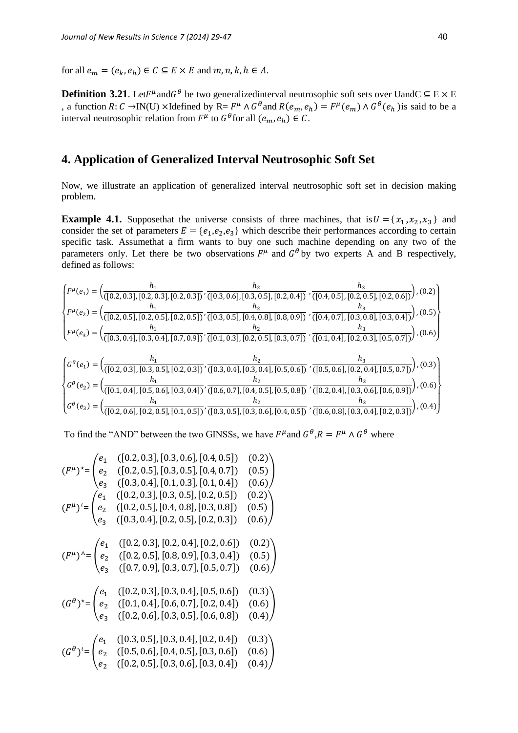for all $e_m = (e_k, e_h) \in C \subseteq E \times E$ and $m, n, k, h \in \Lambda$.

**Definition 3.21**. Let$F^{\mu}$and$G^{\theta}$ be two generalizedinterval neutrosophic soft sets over UandC $\subseteq$ E $\times$ E , a function $R: C \rightarrow$IN(U) $\times$Idefined by R= $F^{\mu} \wedge G^{\theta}$and $R(e_m, e_h) = F^{\mu}(e_m) \wedge G^{\theta}(e_h)$is said to be a interval neutrosophic relation from $F^{\mu}$ to $G^{\theta}$for all $(e_m, e_h) \in C$.

## 4. Application of Generalized Interval Neutrosophic Soft Set

Now, we illustrate an application of generalized interval neutrosophic soft set in decision making problem.

**Example 4.1.** Supposethat the universe consists of three machines, that is$U = \{x_1, x_2, x_3\}$ and consider the set of parameters $E = \{e_1, e_2, e_3\}$ which describe their performances according to certain specific task. Assumethat a firm wants to buy one such machine depending on any two of the parameters only. Let there be two observations $F^{\mu}$ and $G^{\theta}$ by two experts A and B respectively, defined as follows:

$$\begin{Bmatrix} F^{\mu}(e_1) = \left(\frac{h_1}{([0.2, 0.3], [0.2, 0.3], [0.2, 0.3])}, \frac{h_2}{([0.3, 0.6], [0.3, 0.5], [0.2, 0.4])}, \frac{h_3}{([0.4, 0.5], [0.2, 0.5], [0.2, 0.6])}\right), (0.2) \\ F^{\mu}(e_2) = \left(\frac{h_1}{([0.2, 0.5], [0.2, 0.5], [0.2, 0.5])}, \frac{h_2}{([0.3, 0.5], [0.4, 0.8], [0.8, 0.9])}, \frac{h_3}{([0.4, 0.7], [0.3, 0.8], [0.3, 0.4])}\right), (0.5) \\ F^{\mu}(e_3) = \left(\frac{h_1}{([0.3, 0.4], [0.3, 0.4], [0.7, 0.9])}, \frac{h_2}{([0.1, 0.3], [0.2, 0.5], [0.3, 0.7])}, \frac{h_3}{([0.1, 0.4], [0.2, 0.3], [0.5, 0.7])}\right), (0.6) \end{Bmatrix}$$

$$\begin{Bmatrix} G^{\theta}(e_1) = \left(\frac{h_1}{([0.2, 0.3], [0.3, 0.5], [0.2, 0.3])}, \frac{h_2}{([0.3, 0.4], [0.3, 0.4], [0.5, 0.6])}, \frac{h_3}{([0.5, 0.6], [0.2, 0.4], [0.5, 0.7])}\right), (0.3) \\ G^{\theta}(e_2) = \left(\frac{h_1}{([0.1, 0.4], [0.5, 0.6], [0.3, 0.4])}, \frac{h_2}{([0.6, 0.7], [0.4, 0.5], [0.5, 0.8])}, \frac{h_3}{([0.2, 0.4], [0.3, 0.6], [0.6, 0.9])}\right), (0.6) \\ G^{\theta}(e_3) = \left(\frac{h_1}{([0.2, 0.6], [0.2, 0.5], [0.1, 0.5])}, \frac{h_2}{([0.3, 0.5], [0.3, 0.6], [0.4, 0.5])}, \frac{h_3}{([0.6, 0.8], [0.3, 0.4], [0.2, 0.3])}\right), (0.4) \end{Bmatrix}$$

To find the "AND" between the two GINSSs, we have $F^{\mu}$and $G^{\theta}$,$R = F^{\mu} \wedge G^{\theta}$ where

$$(F^{\mu})^{\star} = \begin{pmatrix} e_1 & ([0.2, 0.3], [0.3, 0.6], [0.4, 0.5]) & (0.2) \\ e_2 & ([0.2, 0.5], [0.3, 0.5], [0.4, 0.7]) & (0.5) \\ e_3 & ([0.3, 0.4], [0.1, 0.3], [0.1, 0.4]) & (0.6) \end{pmatrix}$$

$$(F^{\mu})^{\wr} = \begin{pmatrix} e_1 & ([0.2, 0.3], [0.3, 0.5], [0.2, 0.5]) & (0.2) \\ e_2 & ([0.2, 0.5], [0.4, 0.8], [0.3, 0.8]) & (0.5) \\ e_3 & ([0.3, 0.4], [0.2, 0.5], [0.2, 0.3]) & (0.6) \end{pmatrix}$$

$$(F^{\mu})^{\Delta} = \begin{pmatrix} e_1 & ([0.2, 0.3], [0.2, 0.4], [0.2, 0.6]) & (0.2) \\ e_2 & ([0.2, 0.5], [0.8, 0.9], [0.3, 0.4]) & (0.5) \\ e_3 & ([0.7, 0.9], [0.3, 0.7], [0.5, 0.7]) & (0.6) \end{pmatrix}$$

$$(G^{\theta})^{\star} = \begin{pmatrix} e_1 & ([0.2, 0.3], [0.3, 0.4], [0.5, 0.6]) & (0.3) \\ e_2 & ([0.1, 0.4], [0.6, 0.7], [0.2, 0.4]) & (0.6) \\ e_3 & ([0.2, 0.6], [0.3, 0.5], [0.6, 0.8]) & (0.4) \end{pmatrix}$$

$$(G^{\theta})^{\wr} = \begin{pmatrix} e_1 & ([0.3, 0.5], [0.3, 0.4], [0.2, 0.4]) & (0.3) \\ e_2 & ([0.5, 0.6], [0.4, 0.5], [0.3, 0.6]) & (0.6) \\ e_2 & ([0.2, 0.5], [0.3, 0.6], [0.3, 0.4]) & (0.4) \end{pmatrix}$$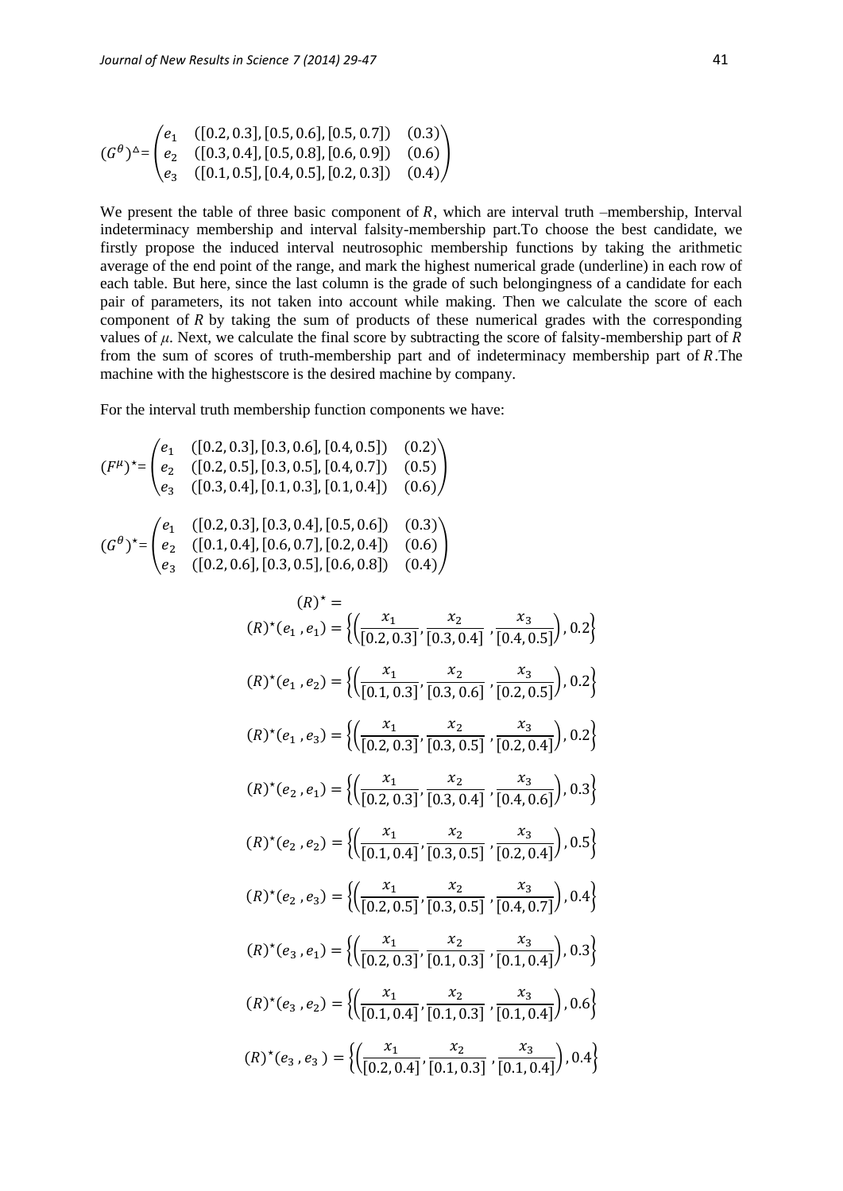$$(G^{\theta})^{\Delta} = \begin{pmatrix} e_1 & ([0.2, 0.3], [0.5, 0.6], [0.5, 0.7]) & (0.3) \\ e_2 & ([0.3, 0.4], [0.5, 0.8], [0.6, 0.9]) & (0.6) \\ e_3 & ([0.1, 0.5], [0.4, 0.5], [0.2, 0.3]) & (0.4) \end{pmatrix}$$

We present the table of three basic component of $R$, which are interval truth –membership, Interval indeterminacy membership and interval falsity-membership part.To choose the best candidate, we firstly propose the induced interval neutrosophic membership functions by taking the arithmetic average of the end point of the range, and mark the highest numerical grade (underline) in each row of each table. But here, since the last column is the grade of such belongingness of a candidate for each pair of parameters, its not taken into account while making. Then we calculate the score of each component of $R$ by taking the sum of products of these numerical grades with the corresponding values of $\mu$. Next, we calculate the final score by subtracting the score of falsity-membership part of $R$ from the sum of scores of truth-membership part and of indeterminacy membership part of $R$.The machine with the highestscore is the desired machine by company.

For the interval truth membership function components we have:

$$(F^{\mu})^{\star} = \begin{pmatrix} e_1 & ([0.2, 0.3], [0.3, 0.6], [0.4, 0.5]) & (0.2) \\ e_2 & ([0.2, 0.5], [0.3, 0.5], [0.4, 0.7]) & (0.5) \\ e_3 & ([0.3, 0.4], [0.1, 0.3], [0.1, 0.4]) & (0.6) \end{pmatrix}$$

$$(G^{\theta})^{\star} = \begin{pmatrix} e_1 & ([0.2, 0.3], [0.3, 0.4], [0.5, 0.6]) & (0.3) \\ e_2 & ([0.1, 0.4], [0.6, 0.7], [0.2, 0.4]) & (0.6) \\ e_3 & ([0.2, 0.6], [0.3, 0.5], [0.6, 0.8]) & (0.4) \end{pmatrix}$$

$$(R)^{\star} =$$

$$(R)^{\star}(e_1, e_1) = \left\{\left(\frac{x_1}{[0.2, 0.3]}, \frac{x_2}{[0.3, 0.4]}, \frac{x_3}{[0.4, 0.5]}\right), 0.2\right\}$$

$$(R)^{\star}(e_1, e_2) = \left\{\left(\frac{x_1}{[0.1, 0.3]}, \frac{x_2}{[0.3, 0.6]}, \frac{x_3}{[0.2, 0.5]}\right), 0.2\right\}$$

$$(R)^{\star}(e_1, e_3) = \left\{\left(\frac{x_1}{[0.2, 0.3]}, \frac{x_2}{[0.3, 0.5]}, \frac{x_3}{[0.2, 0.4]}\right), 0.2\right\}$$

$$(R)^{\star}(e_2, e_1) = \left\{\left(\frac{x_1}{[0.2, 0.3]}, \frac{x_2}{[0.3, 0.4]}, \frac{x_3}{[0.4, 0.6]}\right), 0.3\right\}$$

$$(R)^{\star}(e_2, e_2) = \left\{\left(\frac{x_1}{[0.1, 0.4]}, \frac{x_2}{[0.3, 0.5]}, \frac{x_3}{[0.2, 0.4]}\right), 0.5\right\}$$

$$(R)^{\star}(e_2, e_3) = \left\{\left(\frac{x_1}{[0.2, 0.5]}, \frac{x_2}{[0.3, 0.5]}, \frac{x_3}{[0.4, 0.7]}\right), 0.4\right\}$$

$$(R)^{\star}(e_3, e_1) = \left\{\left(\frac{x_1}{[0.2, 0.3]}, \frac{x_2}{[0.1, 0.3]}, \frac{x_3}{[0.1, 0.4]}\right), 0.3\right\}$$

$$(R)^{\star}(e_3, e_2) = \left\{\left(\frac{x_1}{[0.1, 0.4]}, \frac{x_2}{[0.1, 0.3]}, \frac{x_3}{[0.1, 0.4]}\right), 0.6\right\}$$

$$(R)^{\star}(e_3, e_3) = \left\{\left(\frac{x_1}{[0.2, 0.4]}, \frac{x_2}{[0.1, 0.3]}, \frac{x_3}{[0.1, 0.4]}\right), 0.4\right\}$$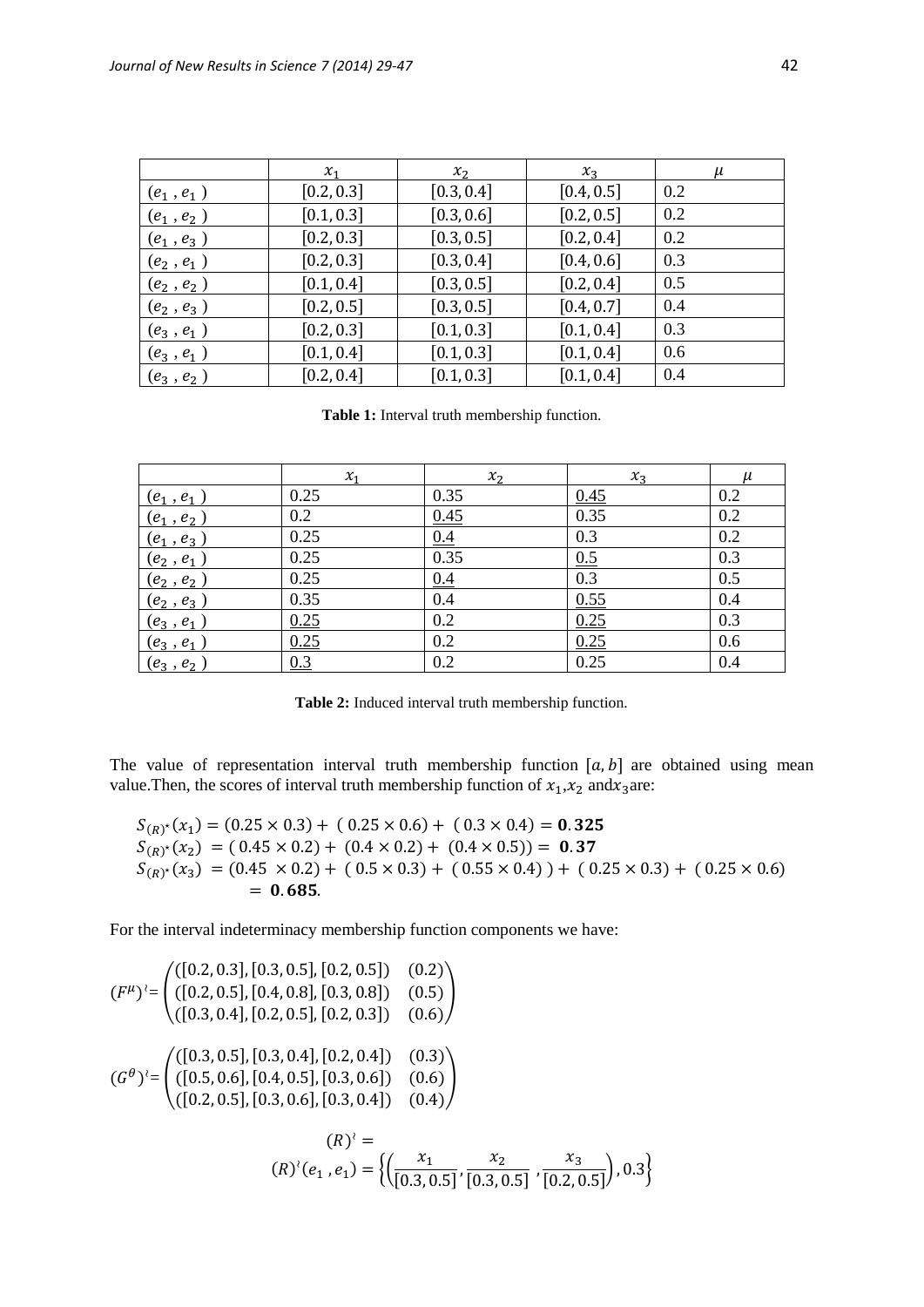|  | $x_1$ | $x_2$ | $x_3$ | $\mu$ |
|---|---|---|---|---|
| $(e_1, e_1)$ | [0.2, 0.3] | [0.3, 0.4] | [0.4, 0.5] | 0.2 |
| $(e_1, e_2)$ | [0.1, 0.3] | [0.3, 0.6] | [0.2, 0.5] | 0.2 |
| $(e_1, e_3)$ | [0.2, 0.3] | [0.3, 0.5] | [0.2, 0.4] | 0.2 |
| $(e_2, e_1)$ | [0.2, 0.3] | [0.3, 0.4] | [0.4, 0.6] | 0.3 |
| $(e_2, e_2)$ | [0.1, 0.4] | [0.3, 0.5] | [0.2, 0.4] | 0.5 |
| $(e_2, e_3)$ | [0.2, 0.5] | [0.3, 0.5] | [0.4, 0.7] | 0.4 |
| $(e_3, e_1)$ | [0.2, 0.3] | [0.1, 0.3] | [0.1, 0.4] | 0.3 |
| $(e_3, e_1)$ | [0.1, 0.4] | [0.1, 0.3] | [0.1, 0.4] | 0.6 |
| $(e_3, e_2)$ | [0.2, 0.4] | [0.1, 0.3] | [0.1, 0.4] | 0.4 |

**Table 1:** Interval truth membership function.

|  | $x_1$ | $x_2$ | $x_3$ | $\mu$ |
|---|---|---|---|---|
| $(e_1, e_1)$ | 0.25 | 0.35 | $\underline{0.45}$ | 0.2 |
| $(e_1, e_2)$ | 0.2 | $\underline{0.45}$ | 0.35 | 0.2 |
| $(e_1, e_3)$ | 0.25 | $\underline{0.4}$ | 0.3 | 0.2 |
| $(e_2, e_1)$ | 0.25 | 0.35 | $\underline{0.5}$ | 0.3 |
| $(e_2, e_2)$ | 0.25 | $\underline{0.4}$ | 0.3 | 0.5 |
| $(e_2, e_3)$ | 0.35 | 0.4 | $\underline{0.55}$ | 0.4 |
| $(e_3, e_1)$ | $\underline{0.25}$ | 0.2 | $\underline{0.25}$ | 0.3 |
| $(e_3, e_1)$ | $\underline{0.25}$ | 0.2 | $\underline{0.25}$ | 0.6 |
| $(e_3, e_2)$ | $\underline{0.3}$ | 0.2 | 0.25 | 0.4 |

**Table 2:** Induced interval truth membership function.

The value of representation interval truth membership function $[a, b]$ are obtained using mean value.Then, the scores of interval truth membership function of $x_1$,$x_2$ and$x_3$are:

$$S_{(R)^*}(x_1) = (0.25 \times 0.3) + (0.25 \times 0.6) + (0.3 \times 0.4) = \mathbf{0.325}$$
$$S_{(R)^*}(x_2) = (0.45 \times 0.2) + (0.4 \times 0.2) + (0.4 \times 0.5)) = \mathbf{0.37}$$
$$S_{(R)^*}(x_3) = (0.45 \times 0.2) + (0.5 \times 0.3) + (0.55 \times 0.4)) + (0.25 \times 0.3) + (0.25 \times 0.6) = \mathbf{0.685}.$$

For the interval indeterminacy membership function components we have:

$$(F^{\mu})^{\wr} = \begin{pmatrix} ([0.2, 0.3], [0.3, 0.5], [0.2, 0.5]) & (0.2) \\ ([0.2, 0.5], [0.4, 0.8], [0.3, 0.8]) & (0.5) \\ ([0.3, 0.4], [0.2, 0.5], [0.2, 0.3]) & (0.6) \end{pmatrix}$$

$$(G^{\theta})^{\wr} = \begin{pmatrix} ([0.3, 0.5], [0.3, 0.4], [0.2, 0.4]) & (0.3) \\ ([0.5, 0.6], [0.4, 0.5], [0.3, 0.6]) & (0.6) \\ ([0.2, 0.5], [0.3, 0.6], [0.3, 0.4]) & (0.4) \end{pmatrix}$$

$$(R)^{\wr} =$$
$$(R)^{\wr}(e_1, e_1) = \left\{\left(\frac{x_1}{[0.3, 0.5]}, \frac{x_2}{[0.3, 0.5]}, \frac{x_3}{[0.2, 0.5]}\right), 0.3\right\}$$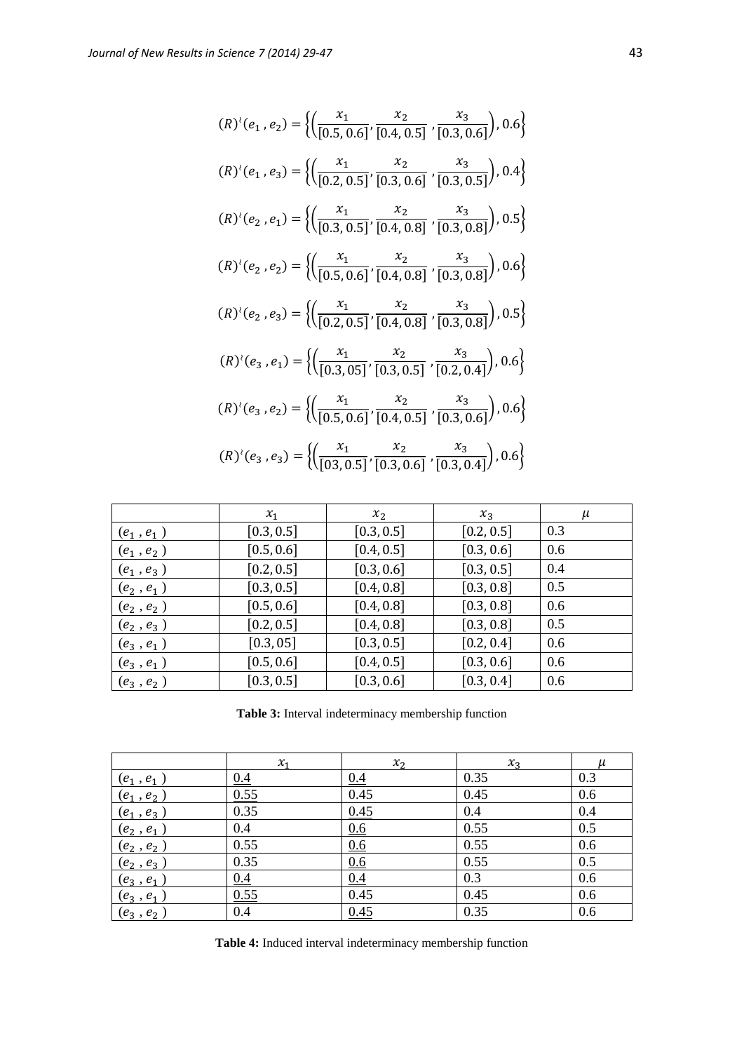$$(R)^{\wr}(e_1, e_2) = \left\{\left(\frac{x_1}{[0.5, 0.6]}, \frac{x_2}{[0.4, 0.5]}, \frac{x_3}{[0.3, 0.6]}\right), 0.6\right\}$$

$$(R)^{\wr}(e_1, e_3) = \left\{\left(\frac{x_1}{[0.2, 0.5]}, \frac{x_2}{[0.3, 0.6]}, \frac{x_3}{[0.3, 0.5]}\right), 0.4\right\}$$

$$(R)^{\wr}(e_2, e_1) = \left\{\left(\frac{x_1}{[0.3, 0.5]}, \frac{x_2}{[0.4, 0.8]}, \frac{x_3}{[0.3, 0.8]}\right), 0.5\right\}$$

$$(R)^{\wr}(e_2, e_2) = \left\{\left(\frac{x_1}{[0.5, 0.6]}, \frac{x_2}{[0.4, 0.8]}, \frac{x_3}{[0.3, 0.8]}\right), 0.6\right\}$$

$$(R)^{\wr}(e_2, e_3) = \left\{\left(\frac{x_1}{[0.2, 0.5]}, \frac{x_2}{[0.4, 0.8]}, \frac{x_3}{[0.3, 0.8]}\right), 0.5\right\}$$

$$(R)^{\wr}(e_3, e_1) = \left\{\left(\frac{x_1}{[0.3, 05]}, \frac{x_2}{[0.3, 0.5]}, \frac{x_3}{[0.2, 0.4]}\right), 0.6\right\}$$

$$(R)^{\wr}(e_3, e_2) = \left\{\left(\frac{x_1}{[0.5, 0.6]}, \frac{x_2}{[0.4, 0.5]}, \frac{x_3}{[0.3, 0.6]}\right), 0.6\right\}$$

$$(R)^{\wr}(e_3, e_3) = \left\{\left(\frac{x_1}{[03, 0.5]}, \frac{x_2}{[0.3, 0.6]}, \frac{x_3}{[0.3, 0.4]}\right), 0.6\right\}$$

| | $x_1$ | $x_2$ | $x_3$ | $\mu$ |
|---|---|---|---|---|
| $(e_1, e_1)$ | [0.3, 0.5] | [0.3, 0.5] | [0.2, 0.5] | 0.3 |
| $(e_1, e_2)$ | [0.5, 0.6] | [0.4, 0.5] | [0.3, 0.6] | 0.6 |
| $(e_1, e_3)$ | [0.2, 0.5] | [0.3, 0.6] | [0.3, 0.5] | 0.4 |
| $(e_2, e_1)$ | [0.3, 0.5] | [0.4, 0.8] | [0.3, 0.8] | 0.5 |
| $(e_2, e_2)$ | [0.5, 0.6] | [0.4, 0.8] | [0.3, 0.8] | 0.6 |
| $(e_2, e_3)$ | [0.2, 0.5] | [0.4, 0.8] | [0.3, 0.8] | 0.5 |
| $(e_3, e_1)$ | [0.3, 05] | [0.3, 0.5] | [0.2, 0.4] | 0.6 |
| $(e_3, e_1)$ | [0.5, 0.6] | [0.4, 0.5] | [0.3, 0.6] | 0.6 |
| $(e_3, e_2)$ | [0.3, 0.5] | [0.3, 0.6] | [0.3, 0.4] | 0.6 |

**Table 3:** Interval indeterminacy membership function

| | $x_1$ | $x_2$ | $x_3$ | $\mu$ |
|---|---|---|---|---|
| $(e_1, e_1)$ | <u>0.4</u> | <u>0.4</u> | 0.35 | 0.3 |
| $(e_1, e_2)$ | <u>0.55</u> | 0.45 | 0.45 | 0.6 |
| $(e_1, e_3)$ | 0.35 | <u>0.45</u> | 0.4 | 0.4 |
| $(e_2, e_1)$ | 0.4 | <u>0.6</u> | 0.55 | 0.5 |
| $(e_2, e_2)$ | 0.55 | <u>0.6</u> | 0.55 | 0.6 |
| $(e_2, e_3)$ | 0.35 | <u>0.6</u> | 0.55 | 0.5 |
| $(e_3, e_1)$ | <u>0.4</u> | <u>0.4</u> | 0.3 | 0.6 |
| $(e_3, e_1)$ | <u>0.55</u> | 0.45 | 0.45 | 0.6 |
| $(e_3, e_2)$ | 0.4 | <u>0.45</u> | 0.35 | 0.6 |

**Table 4:** Induced interval indeterminacy membership function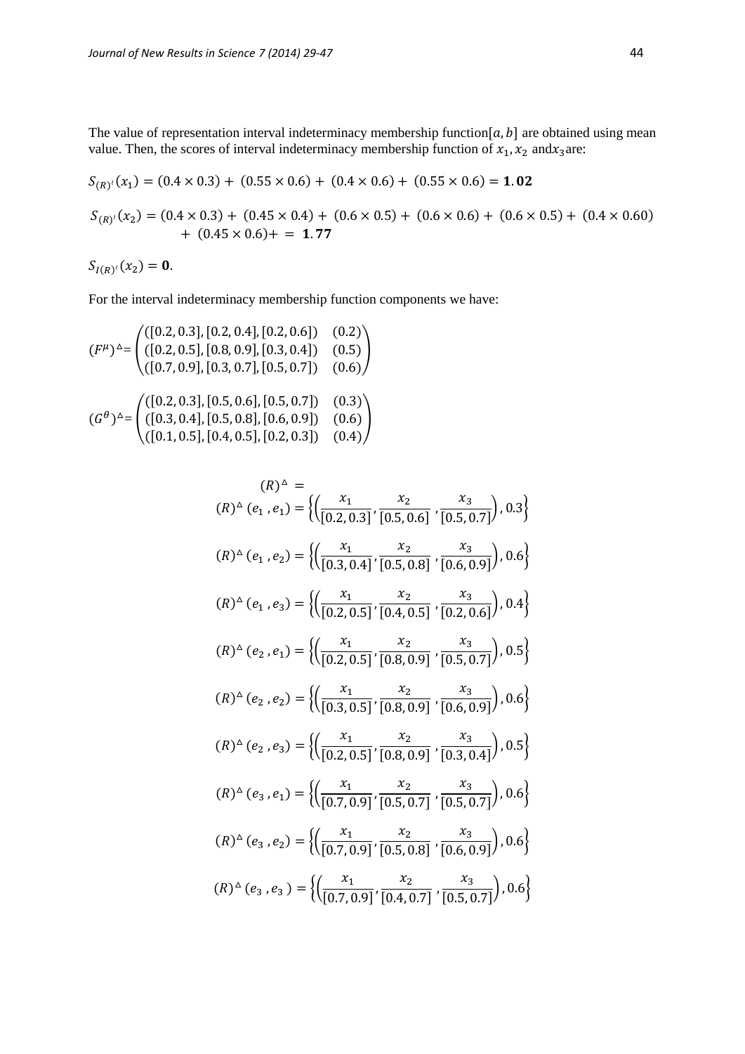The value of representation interval indeterminacy membership function$[a, b]$ are obtained using mean value. Then, the scores of interval indeterminacy membership function of $x_1, x_2$ and$x_3$are:

$$S_{(R)^{\imath}}(x_1) = (0.4 \times 0.3) + (0.55 \times 0.6) + (0.4 \times 0.6) + (0.55 \times 0.6) = \mathbf{1.02}$$

$$S_{(R)^{\imath}}(x_2) = (0.4 \times 0.3) + (0.45 \times 0.4) + (0.6 \times 0.5) + (0.6 \times 0.6) + (0.6 \times 0.5) + (0.4 \times 0.60) + (0.45 \times 0.6) + = \mathbf{1.77}$$

$$S_{I(R)^{\imath}}(x_2) = \mathbf{0}.$$

For the interval indeterminacy membership function components we have:

$$(F^{\mu})^{\Delta} = \begin{pmatrix} ([0.2, 0.3], [0.2, 0.4], [0.2, 0.6]) & (0.2) \\ ([0.2, 0.5], [0.8, 0.9], [0.3, 0.4]) & (0.5) \\ ([0.7, 0.9], [0.3, 0.7], [0.5, 0.7]) & (0.6) \end{pmatrix}$$

$$(G^{\theta})^{\Delta} = \begin{pmatrix} ([0.2, 0.3], [0.5, 0.6], [0.5, 0.7]) & (0.3) \\ ([0.3, 0.4], [0.5, 0.8], [0.6, 0.9]) & (0.6) \\ ([0.1, 0.5], [0.4, 0.5], [0.2, 0.3]) & (0.4) \end{pmatrix}$$

$$(R)^{\Delta} =$$

$$(R)^{\Delta}(e_1, e_1) = \left\{ \left( \frac{x_1}{[0.2, 0.3]}, \frac{x_2}{[0.5, 0.6]}, \frac{x_3}{[0.5, 0.7]} \right), 0.3 \right\}$$

$$(R)^{\Delta}(e_1, e_2) = \left\{ \left( \frac{x_1}{[0.3, 0.4]}, \frac{x_2}{[0.5, 0.8]}, \frac{x_3}{[0.6, 0.9]} \right), 0.6 \right\}$$

$$(R)^{\Delta}(e_1, e_3) = \left\{ \left( \frac{x_1}{[0.2, 0.5]}, \frac{x_2}{[0.4, 0.5]}, \frac{x_3}{[0.2, 0.6]} \right), 0.4 \right\}$$

$$(R)^{\Delta}(e_2, e_1) = \left\{ \left( \frac{x_1}{[0.2, 0.5]}, \frac{x_2}{[0.8, 0.9]}, \frac{x_3}{[0.5, 0.7]} \right), 0.5 \right\}$$

$$(R)^{\Delta}(e_2, e_2) = \left\{ \left( \frac{x_1}{[0.3, 0.5]}, \frac{x_2}{[0.8, 0.9]}, \frac{x_3}{[0.6, 0.9]} \right), 0.6 \right\}$$

$$(R)^{\Delta}(e_2, e_3) = \left\{ \left( \frac{x_1}{[0.2, 0.5]}, \frac{x_2}{[0.8, 0.9]}, \frac{x_3}{[0.3, 0.4]} \right), 0.5 \right\}$$

$$(R)^{\Delta}(e_3, e_1) = \left\{ \left( \frac{x_1}{[0.7, 0.9]}, \frac{x_2}{[0.5, 0.7]}, \frac{x_3}{[0.5, 0.7]} \right), 0.6 \right\}$$

$$(R)^{\Delta}(e_3, e_2) = \left\{ \left( \frac{x_1}{[0.7, 0.9]}, \frac{x_2}{[0.5, 0.8]}, \frac{x_3}{[0.6, 0.9]} \right), 0.6 \right\}$$

$$(R)^{\Delta}(e_3, e_3) = \left\{ \left( \frac{x_1}{[0.7, 0.9]}, \frac{x_2}{[0.4, 0.7]}, \frac{x_3}{[0.5, 0.7]} \right), 0.6 \right\}$$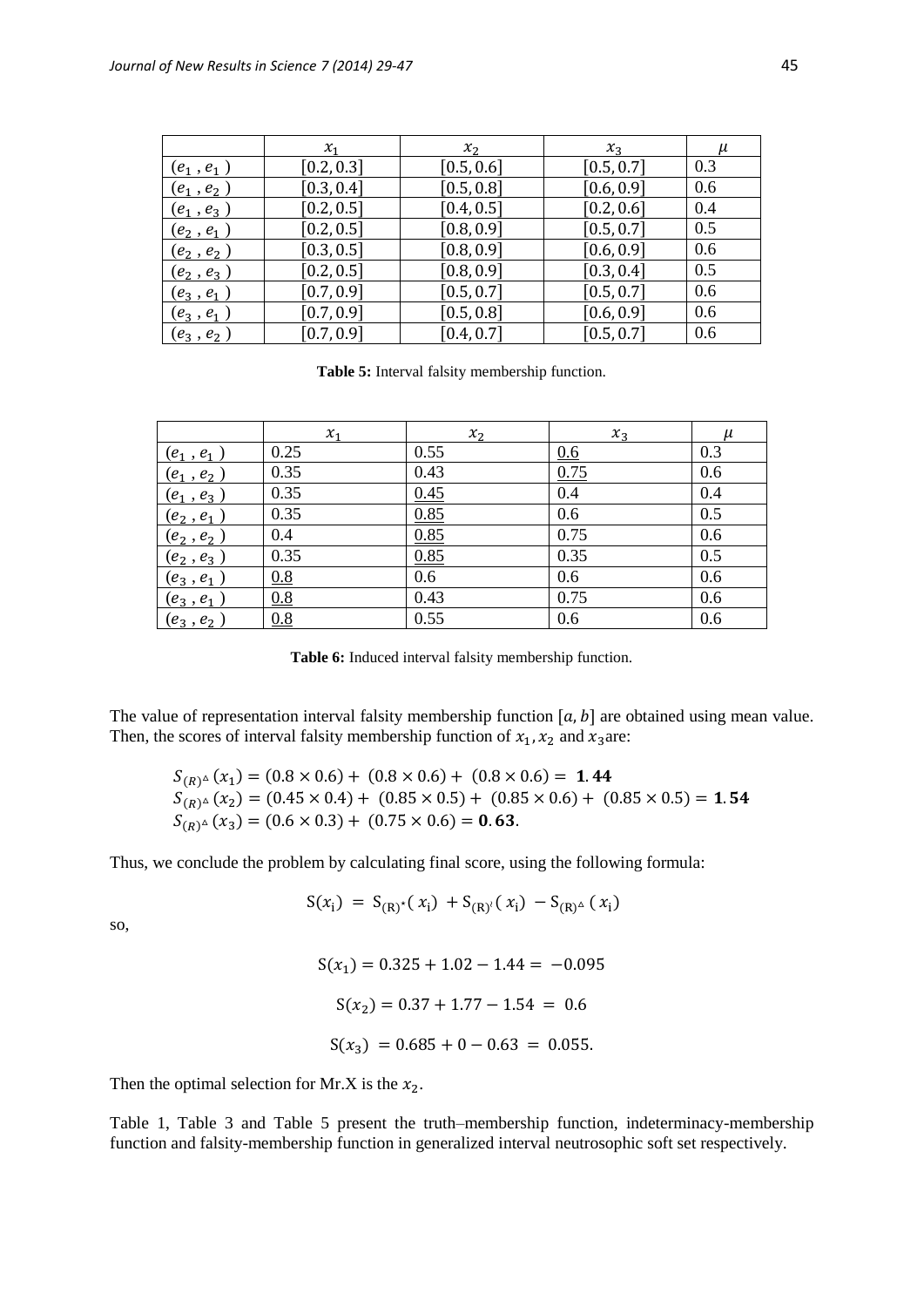|  | $x_1$ | $x_2$ | $x_3$ | $\mu$ |
| --- | --- | --- | --- | --- |
| $(e_1, e_1)$ | $[0.2, 0.3]$ | $[0.5, 0.6]$ | $[0.5, 0.7]$ | 0.3 |
| $(e_1, e_2)$ | $[0.3, 0.4]$ | $[0.5, 0.8]$ | $[0.6, 0.9]$ | 0.6 |
| $(e_1, e_3)$ | $[0.2, 0.5]$ | $[0.4, 0.5]$ | $[0.2, 0.6]$ | 0.4 |
| $(e_2, e_1)$ | $[0.2, 0.5]$ | $[0.8, 0.9]$ | $[0.5, 0.7]$ | 0.5 |
| $(e_2, e_2)$ | $[0.3, 0.5]$ | $[0.8, 0.9]$ | $[0.6, 0.9]$ | 0.6 |
| $(e_2, e_3)$ | $[0.2, 0.5]$ | $[0.8, 0.9]$ | $[0.3, 0.4]$ | 0.5 |
| $(e_3, e_1)$ | $[0.7, 0.9]$ | $[0.5, 0.7]$ | $[0.5, 0.7]$ | 0.6 |
| $(e_3, e_1)$ | $[0.7, 0.9]$ | $[0.5, 0.8]$ | $[0.6, 0.9]$ | 0.6 |
| $(e_3, e_2)$ | $[0.7, 0.9]$ | $[0.4, 0.7]$ | $[0.5, 0.7]$ | 0.6 |

**Table 5:** Interval falsity membership function.

|  | $x_1$ | $x_2$ | $x_3$ | $\mu$ |
| --- | --- | --- | --- | --- |
| $(e_1, e_1)$ | 0.25 | 0.55 | <u>0.6</u> | 0.3 |
| $(e_1, e_2)$ | 0.35 | 0.43 | <u>0.75</u> | 0.6 |
| $(e_1, e_3)$ | 0.35 | <u>0.45</u> | 0.4 | 0.4 |
| $(e_2, e_1)$ | 0.35 | <u>0.85</u> | 0.6 | 0.5 |
| $(e_2, e_2)$ | 0.4 | <u>0.85</u> | 0.75 | 0.6 |
| $(e_2, e_3)$ | 0.35 | <u>0.85</u> | 0.35 | 0.5 |
| $(e_3, e_1)$ | <u>0.8</u> | 0.6 | 0.6 | 0.6 |
| $(e_3, e_1)$ | <u>0.8</u> | 0.43 | 0.75 | 0.6 |
| $(e_3, e_2)$ | <u>0.8</u> | 0.55 | 0.6 | 0.6 |

**Table 6:** Induced interval falsity membership function.

The value of representation interval falsity membership function $[a, b]$ are obtained using mean value. Then, the scores of interval falsity membership function of $x_1, x_2$ and $x_3$are:

$$S_{(R)^\Delta}(x_1) = (0.8 \times 0.6) + (0.8 \times 0.6) + (0.8 \times 0.6) = \mathbf{1.44}$$
$$S_{(R)^\Delta}(x_2) = (0.45 \times 0.4) + (0.85 \times 0.5) + (0.85 \times 0.6) + (0.85 \times 0.5) = \mathbf{1.54}$$
$$S_{(R)^\Delta}(x_3) = (0.6 \times 0.3) + (0.75 \times 0.6) = \mathbf{0.63}.$$

Thus, we conclude the problem by calculating final score, using the following formula:

$$S(x_i) = S_{(R)^*}(x_i) + S_{(R)'}(x_i) - S_{(R)^\Delta}(x_i)$$

so,

$$S(x_1) = 0.325 + 1.02 - 1.44 = -0.095$$

$$S(x_2) = 0.37 + 1.77 - 1.54 = 0.6$$

$$S(x_3) = 0.685 + 0 - 0.63 = 0.055.$$

Then the optimal selection for Mr.X is the $x_2$.

Table 1, Table 3 and Table 5 present the truth–membership function, indeterminacy-membership function and falsity-membership function in generalized interval neutrosophic soft set respectively.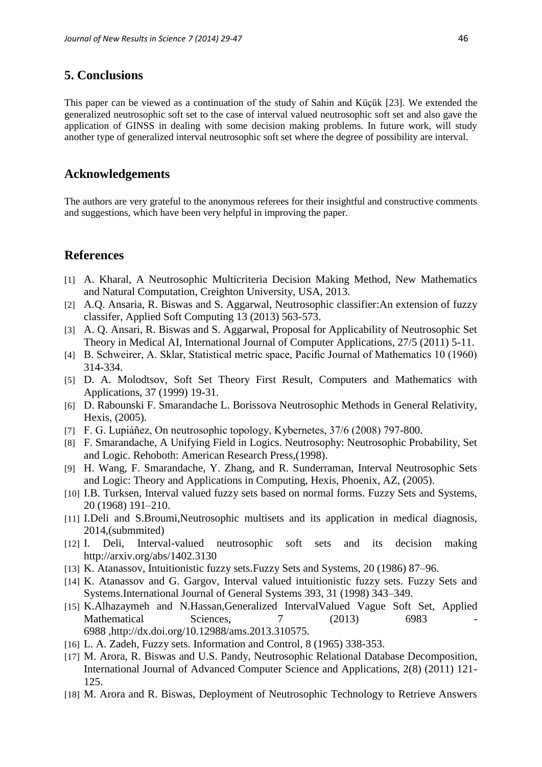## 5. Conclusions

This paper can be viewed as a continuation of the study of Sahin and Küçük [23]. We extended the generalized neutrosophic soft set to the case of interval valued neutrosophic soft set and also gave the application of GINSS in dealing with some decision making problems. In future work, will study another type of generalized interval neutrosophic soft set where the degree of possibility are interval.

## Acknowledgements

The authors are very grateful to the anonymous referees for their insightful and constructive comments and suggestions, which have been very helpful in improving the paper.

## References

[1] A. Kharal, A Neutrosophic Multicriteria Decision Making Method, New Mathematics and Natural Computation, Creighton University, USA, 2013.

[2] A.Q. Ansaria, R. Biswas and S. Aggarwal, Neutrosophic classifier:An extension of fuzzy classifer, Applied Soft Computing 13 (2013) 563-573.

[3] A. Q. Ansari, R. Biswas and S. Aggarwal, Proposal for Applicability of Neutrosophic Set Theory in Medical AI, International Journal of Computer Applications, 27/5 (2011) 5-11.

[4] B. Schweirer, A. Sklar, Statistical metric space, Pacific Journal of Mathematics 10 (1960) 314-334.

[5] D. A. Molodtsov, Soft Set Theory First Result, Computers and Mathematics with Applications, 37 (1999) 19-31.

[6] D. Rabounski F. Smarandache L. Borissova Neutrosophic Methods in General Relativity, Hexis, (2005).

[7] F. G. Lupiáñez, On neutrosophic topology, Kybernetes, 37/6 (2008) 797-800.

[8] F. Smarandache, A Unifying Field in Logics. Neutrosophy: Neutrosophic Probability, Set and Logic. Rehoboth: American Research Press,(1998).

[9] H. Wang, F. Smarandache, Y. Zhang, and R. Sunderraman, Interval Neutrosophic Sets and Logic: Theory and Applications in Computing, Hexis, Phoenix, AZ, (2005).

[10] I.B. Turksen, Interval valued fuzzy sets based on normal forms. Fuzzy Sets and Systems, 20 (1968) 191–210.

[11] I.Deli and S.Broumi,Neutrosophic multisets and its application in medical diagnosis, 2014,(submmited)

[12] I. Deli, Interval-valued neutrosophic soft sets and its decision making http://arxiv.org/abs/1402.3130

[13] K. Atanassov, Intuitionistic fuzzy sets.Fuzzy Sets and Systems, 20 (1986) 87–96.

[14] K. Atanassov and G. Gargov, Interval valued intuitionistic fuzzy sets. Fuzzy Sets and Systems.International Journal of General Systems 393, 31 (1998) 343–349.

[15] K.Alhazaymeh and N.Hassan,Generalized IntervalValued Vague Soft Set, Applied Mathematical Sciences, 7 (2013) 6983 - 6988 ,http://dx.doi.org/10.12988/ams.2013.310575.

[16] L. A. Zadeh, Fuzzy sets. Information and Control, 8 (1965) 338-353.

[17] M. Arora, R. Biswas and U.S. Pandy, Neutrosophic Relational Database Decomposition, International Journal of Advanced Computer Science and Applications, 2(8) (2011) 121-125.

[18] M. Arora and R. Biswas, Deployment of Neutrosophic Technology to Retrieve Answers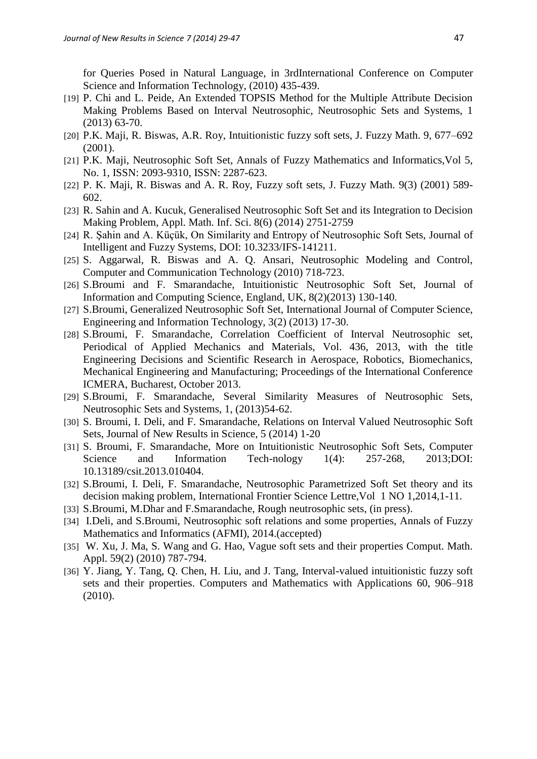for Queries Posed in Natural Language, in 3rdInternational Conference on Computer Science and Information Technology, (2010) 435-439.

[19] P. Chi and L. Peide, An Extended TOPSIS Method for the Multiple Attribute Decision Making Problems Based on Interval Neutrosophic, Neutrosophic Sets and Systems, 1 (2013) 63-70.

[20] P.K. Maji, R. Biswas, A.R. Roy, Intuitionistic fuzzy soft sets, J. Fuzzy Math. 9, 677–692 (2001).

[21] P.K. Maji, Neutrosophic Soft Set, Annals of Fuzzy Mathematics and Informatics,Vol 5, No. 1, ISSN: 2093-9310, ISSN: 2287-623.

[22] P. K. Maji, R. Biswas and A. R. Roy, Fuzzy soft sets, J. Fuzzy Math. 9(3) (2001) 589-602.

[23] R. Sahin and A. Kucuk, Generalised Neutrosophic Soft Set and its Integration to Decision Making Problem, Appl. Math. Inf. Sci. 8(6) (2014) 2751-2759

[24] R. Şahin and A. Küçük, On Similarity and Entropy of Neutrosophic Soft Sets, Journal of Intelligent and Fuzzy Systems, DOI: 10.3233/IFS-141211.

[25] S. Aggarwal, R. Biswas and A. Q. Ansari, Neutrosophic Modeling and Control, Computer and Communication Technology (2010) 718-723.

[26] S.Broumi and F. Smarandache, Intuitionistic Neutrosophic Soft Set, Journal of Information and Computing Science, England, UK, 8(2)(2013) 130-140.

[27] S.Broumi, Generalized Neutrosophic Soft Set, International Journal of Computer Science, Engineering and Information Technology, 3(2) (2013) 17-30.

[28] S.Broumi, F. Smarandache, Correlation Coefficient of Interval Neutrosophic set, Periodical of Applied Mechanics and Materials, Vol. 436, 2013, with the title Engineering Decisions and Scientific Research in Aerospace, Robotics, Biomechanics, Mechanical Engineering and Manufacturing; Proceedings of the International Conference ICMERA, Bucharest, October 2013.

[29] S.Broumi, F. Smarandache, Several Similarity Measures of Neutrosophic Sets, Neutrosophic Sets and Systems, 1, (2013)54-62.

[30] S. Broumi, I. Deli, and F. Smarandache, Relations on Interval Valued Neutrosophic Soft Sets, Journal of New Results in Science, 5 (2014) 1-20

[31] S. Broumi, F. Smarandache, More on Intuitionistic Neutrosophic Soft Sets, Computer Science and Information Tech-nology 1(4): 257-268, 2013;DOI: 10.13189/csit.2013.010404.

[32] S.Broumi, I. Deli, F. Smarandache, Neutrosophic Parametrized Soft Set theory and its decision making problem, International Frontier Science Lettre,Vol 1 NO 1,2014,1-11.

[33] S.Broumi, M.Dhar and F.Smarandache, Rough neutrosophic sets, (in press).

[34] I.Deli, and S.Broumi, Neutrosophic soft relations and some properties, Annals of Fuzzy Mathematics and Informatics (AFMI), 2014.(accepted)

[35] W. Xu, J. Ma, S. Wang and G. Hao, Vague soft sets and their properties Comput. Math. Appl. 59(2) (2010) 787-794.

[36] Y. Jiang, Y. Tang, Q. Chen, H. Liu, and J. Tang, Interval-valued intuitionistic fuzzy soft sets and their properties. Computers and Mathematics with Applications 60, 906–918 (2010).